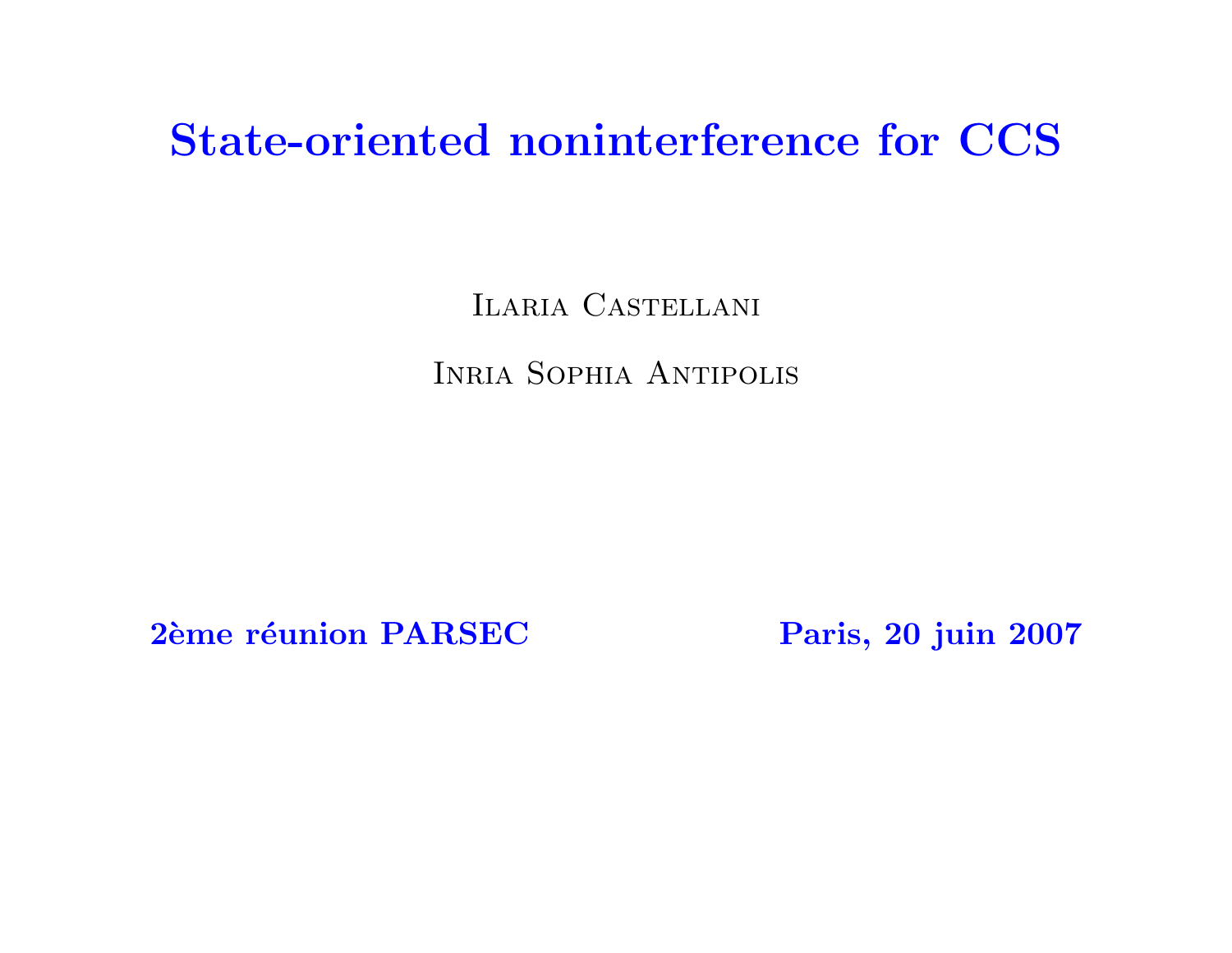# State-oriented noninterference for CCS

Ilaria Castellani

Inria Sophia Antipolis

**2ème réunion PARSEC** **Paris, 20 juin 2007**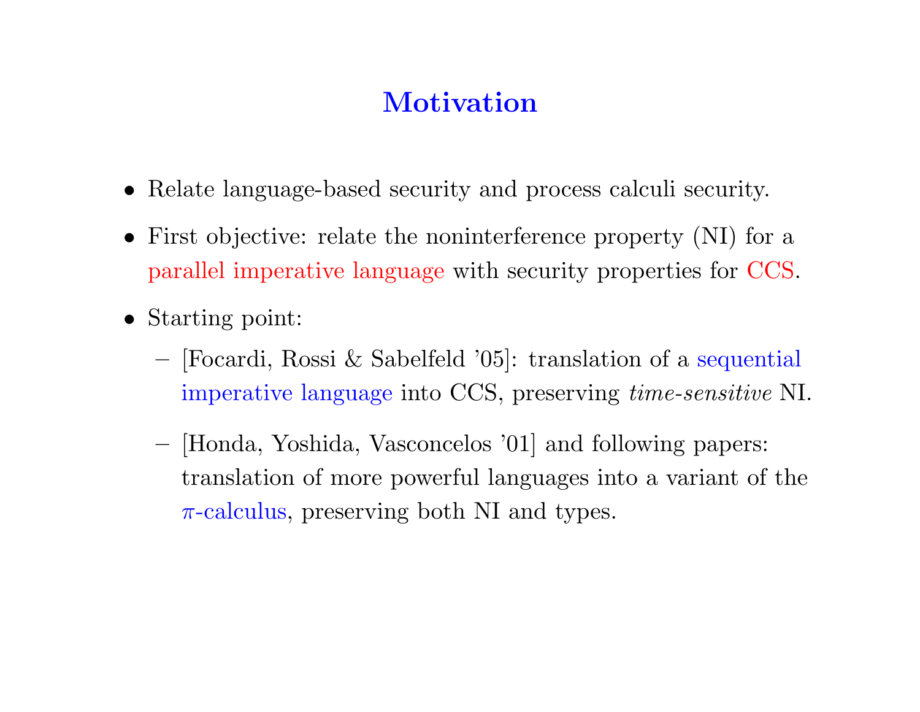# Motivation

- Relate language-based security and process calculi security.
- First objective: relate the noninterference property (NI) for a parallel imperative language with security properties for CCS.
- Starting point:
  - [Focardi, Rossi & Sabelfeld '05]: translation of a sequential imperative language into CCS, preserving *time-sensitive* NI.
  - [Honda, Yoshida, Vasconcelos '01] and following papers: translation of more powerful languages into a variant of the $\pi$-calculus, preserving both NI and types.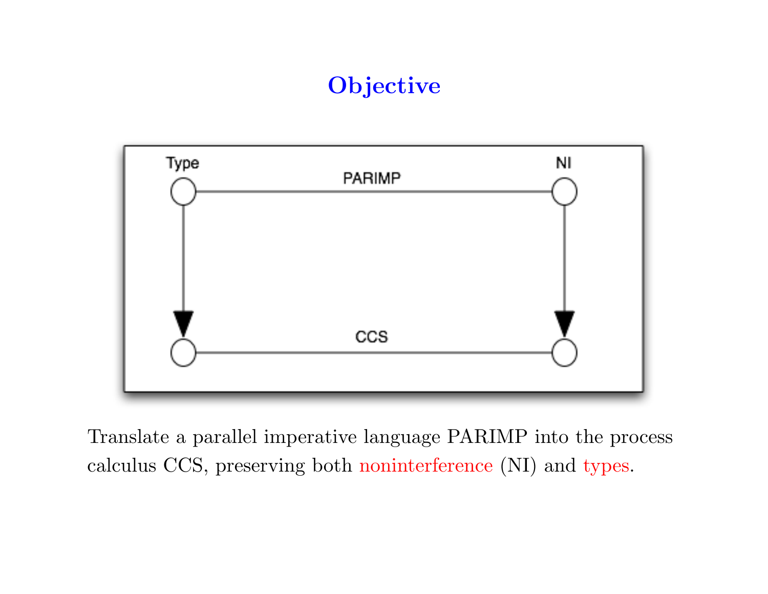# Objective

Type

PARIMP

NI

CCS

Translate a parallel imperative language PARIMP into the process calculus CCS, preserving both noninterference (NI) and types.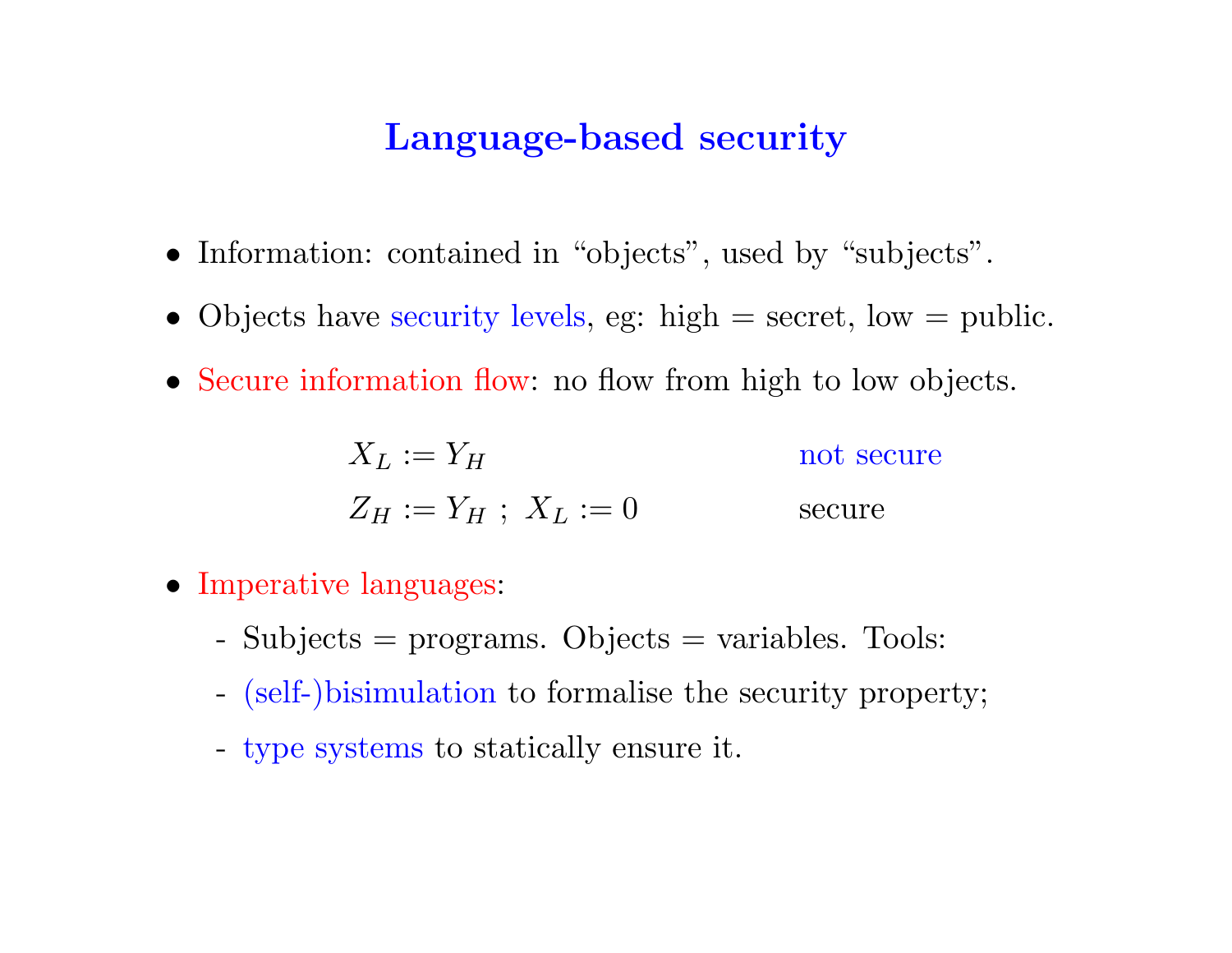# Language-based security

- Information: contained in "objects", used by "subjects".
- Objects have security levels, eg: high = secret, low = public.
- Secure information flow: no flow from high to low objects.

| | |
|---|---|
| $X_L := Y_H$ | not secure |
| $Z_H := Y_H \; ; \; X_L := 0$ | secure |

- Imperative languages:
  - Subjects = programs. Objects = variables. Tools:
  - (self-)bisimulation to formalise the security property;
  - type systems to statically ensure it.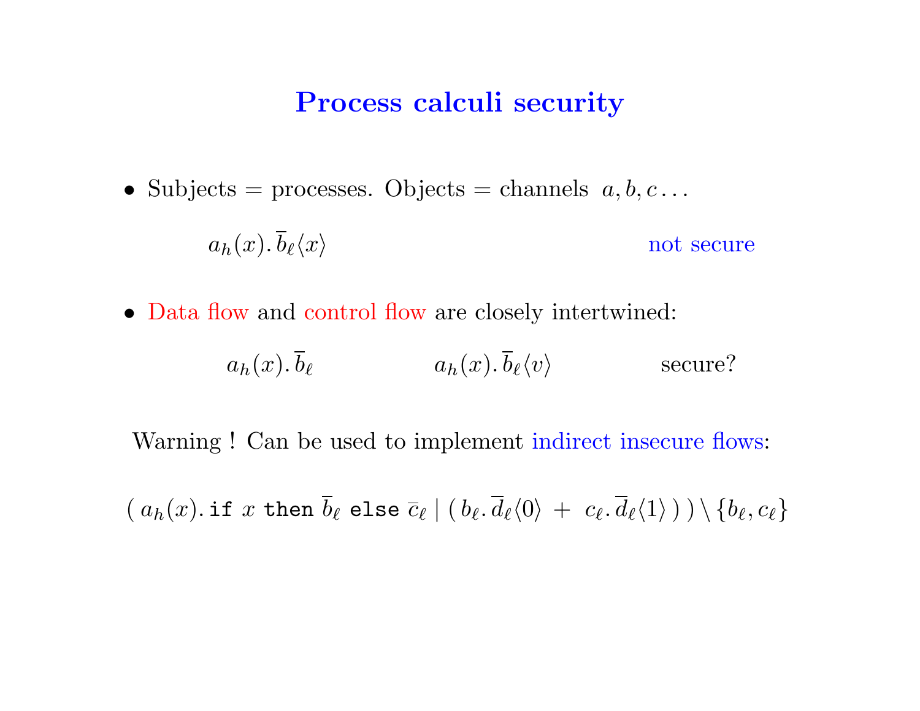# Process calculi security

- Subjects = processes. Objects = channels $a, b, c \ldots$

  $a_h(x).\, \overline{b}_\ell\langle x\rangle$ not secure

- Data flow and control flow are closely intertwined:

  $a_h(x).\, \overline{b}_\ell$ $a_h(x).\, \overline{b}_\ell\langle v\rangle$ secure?

Warning ! Can be used to implement indirect insecure flows:

$$(\, a_h(x).\, \texttt{if}\ x\ \texttt{then}\ \overline{b}_\ell\ \texttt{else}\ \overline{c}_\ell \mid (\, b_\ell.\, \overline{d}_\ell\langle 0\rangle \ +\ c_\ell.\, \overline{d}_\ell\langle 1\rangle \,)\,) \setminus \{b_\ell, c_\ell\}$$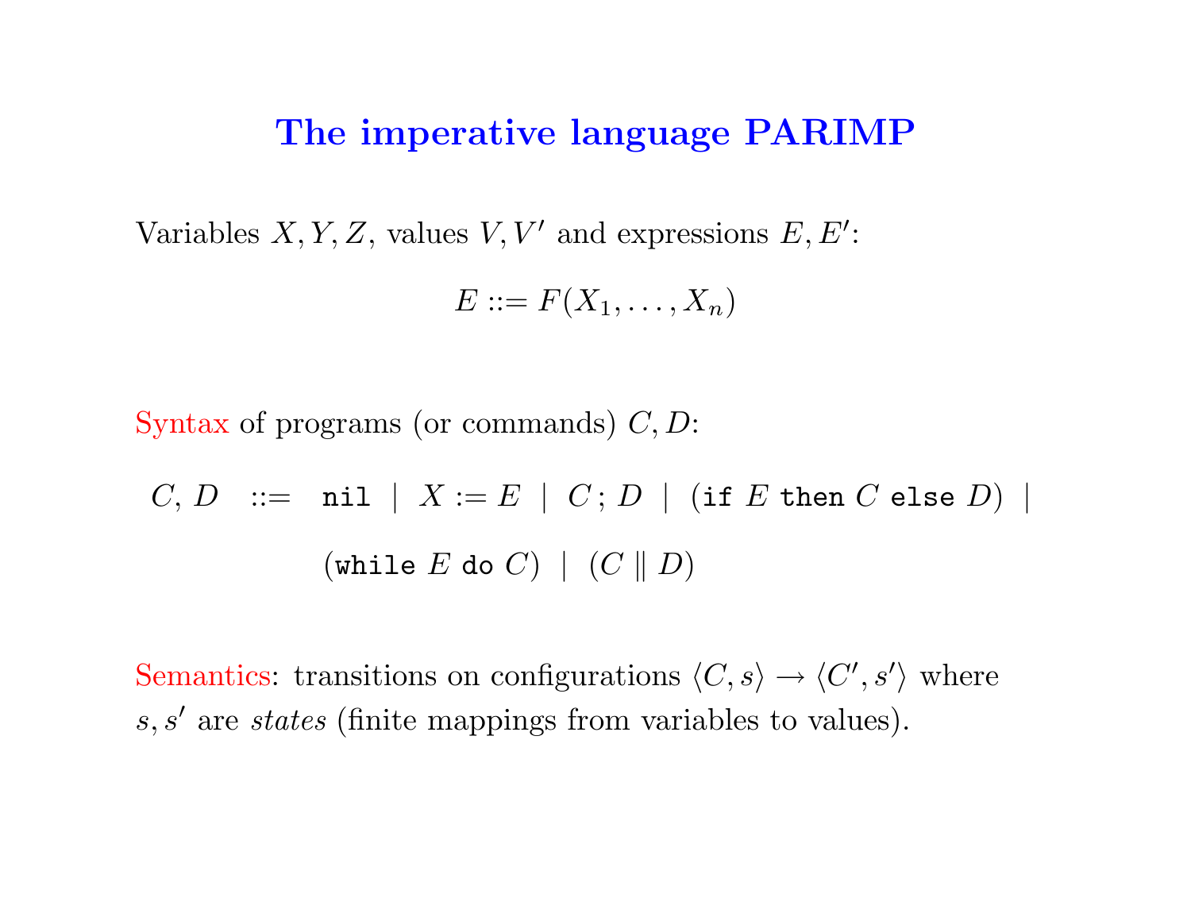# The imperative language PARIMP

Variables $X, Y, Z$, values $V, V'$ and expressions $E, E'$:

$$E ::= F(X_1, \ldots, X_n)$$

Syntax of programs (or commands) $C, D$:

$$C,\, D \quad ::= \quad \texttt{nil} \;\mid\; X := E \;\mid\; C\,;\,D \;\mid\; (\texttt{if}\ E\ \texttt{then}\ C\ \texttt{else}\ D) \;\mid$$

$$(\texttt{while}\ E\ \texttt{do}\ C) \;\mid\; (C \parallel D)$$

Semantics: transitions on configurations $\langle C, s\rangle \to \langle C', s'\rangle$ where $s, s'$ are *states* (finite mappings from variables to values).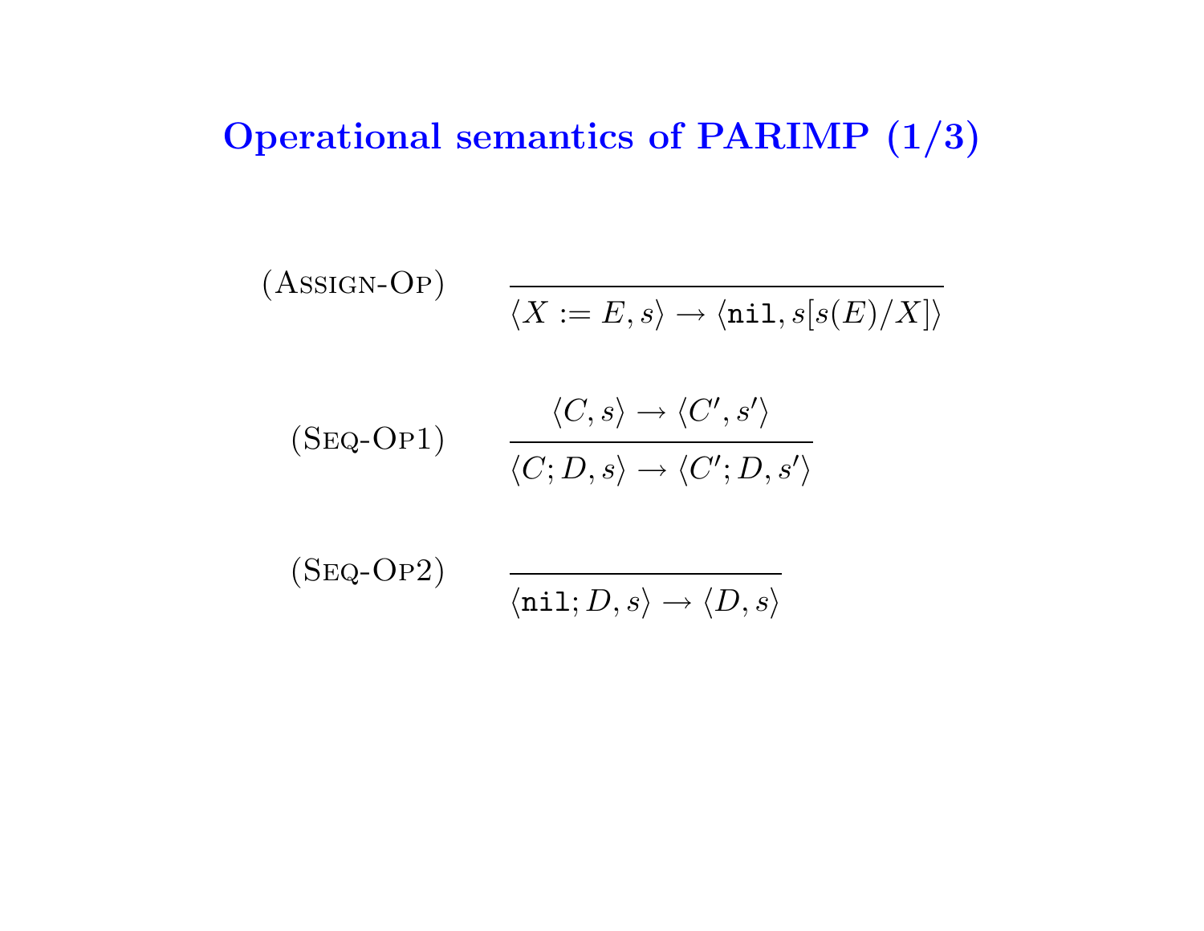# Operational semantics of PARIMP (1/3)

(Assign-Op)

$$\frac{}{\langle X := E, s\rangle \rightarrow \langle \texttt{nil}, s[s(E)/X]\rangle}$$

(Seq-Op1)

$$\frac{\langle C, s\rangle \rightarrow \langle C', s'\rangle}{\langle C; D, s\rangle \rightarrow \langle C'; D, s'\rangle}$$

(Seq-Op2)

$$\frac{}{\langle \texttt{nil}; D, s\rangle \rightarrow \langle D, s\rangle}$$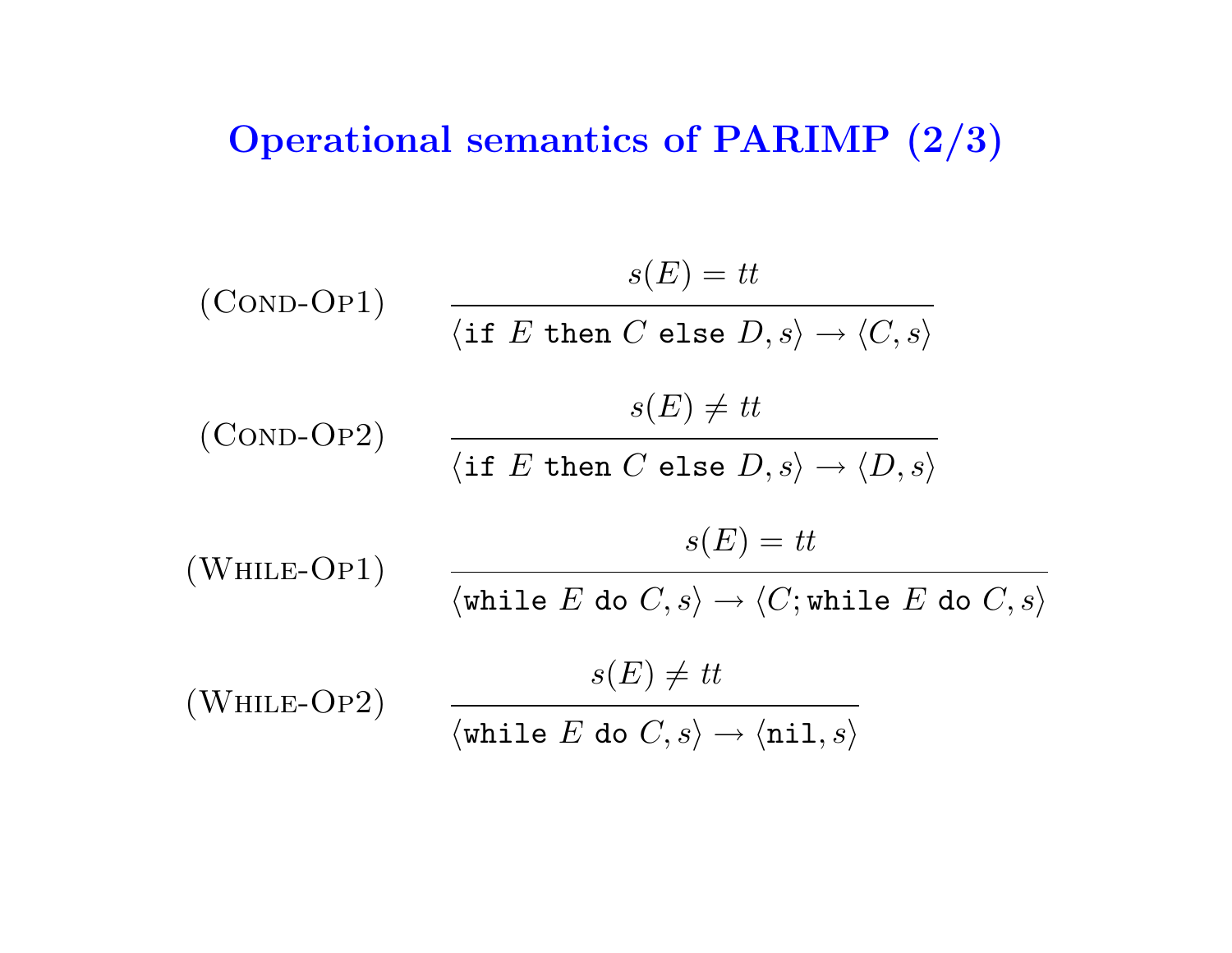# Operational semantics of PARIMP (2/3)

(Cond-Op1)
$$\frac{s(E) = tt}{\langle \texttt{if } E \texttt{ then } C \texttt{ else } D, s\rangle \rightarrow \langle C, s\rangle}$$

(Cond-Op2)
$$\frac{s(E) \neq tt}{\langle \texttt{if } E \texttt{ then } C \texttt{ else } D, s\rangle \rightarrow \langle D, s\rangle}$$

(While-Op1)
$$\frac{s(E) = tt}{\langle \texttt{while } E \texttt{ do } C, s\rangle \rightarrow \langle C; \texttt{while } E \texttt{ do } C, s\rangle}$$

(While-Op2)
$$\frac{s(E) \neq tt}{\langle \texttt{while } E \texttt{ do } C, s\rangle \rightarrow \langle \texttt{nil}, s\rangle}$$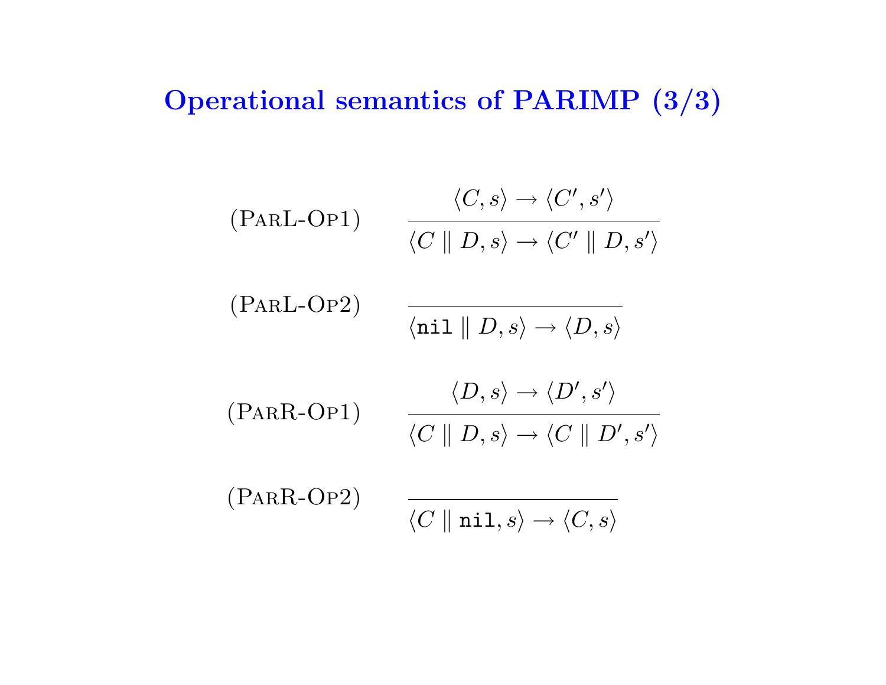# Operational semantics of PARIMP (3/3)

(ParL-Op1)
$$\frac{\langle C, s\rangle \rightarrow \langle C', s'\rangle}{\langle C \parallel D, s\rangle \rightarrow \langle C' \parallel D, s'\rangle}$$

(ParL-Op2)
$$\frac{}{\langle \texttt{nil} \parallel D, s\rangle \rightarrow \langle D, s\rangle}$$

(ParR-Op1)
$$\frac{\langle D, s\rangle \rightarrow \langle D', s'\rangle}{\langle C \parallel D, s\rangle \rightarrow \langle C \parallel D', s'\rangle}$$

(ParR-Op2)
$$\frac{}{\langle C \parallel \texttt{nil}, s\rangle \rightarrow \langle C, s\rangle}$$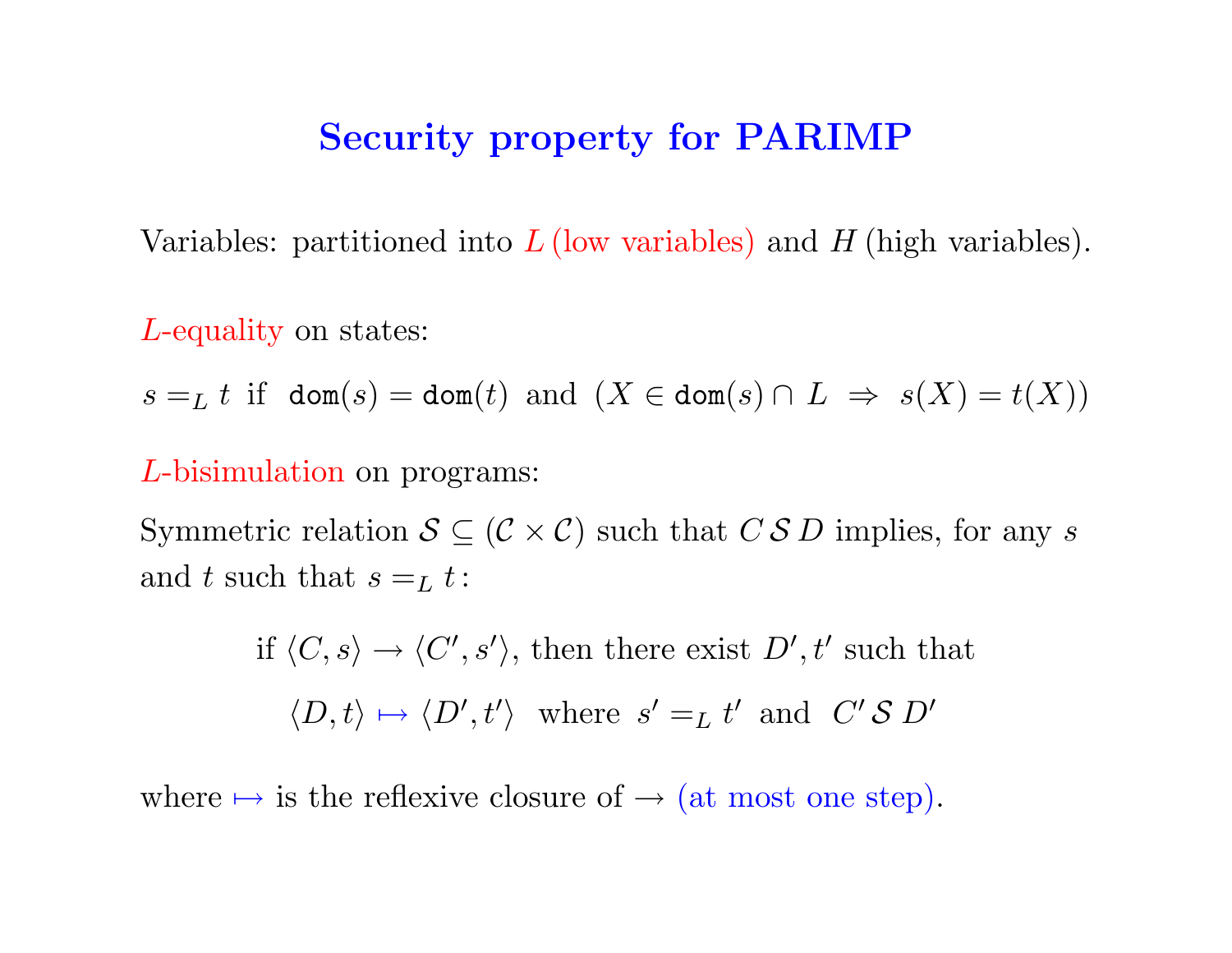# Security property for PARIMP

Variables: partitioned into $L$ (low variables) and $H$ (high variables).

$L$-equality on states:

$s =_L t$ if $\texttt{dom}(s) = \texttt{dom}(t)$ and $(X \in \texttt{dom}(s) \cap L \Rightarrow s(X) = t(X))$

$L$-bisimulation on programs:

Symmetric relation $\mathcal{S} \subseteq (\mathcal{C} \times \mathcal{C})$ such that $C \,\mathcal{S}\, D$ implies, for any $s$ and $t$ such that $s =_L t$:

$$\text{if } \langle C, s \rangle \rightarrow \langle C', s' \rangle \text{, then there exist } D', t' \text{ such that}$$

$$\langle D, t \rangle \mapsto \langle D', t' \rangle \;\text{ where }\; s' =_L t' \;\text{ and }\; C' \,\mathcal{S}\, D'$$

where $\mapsto$ is the reflexive closure of $\rightarrow$ (at most one step).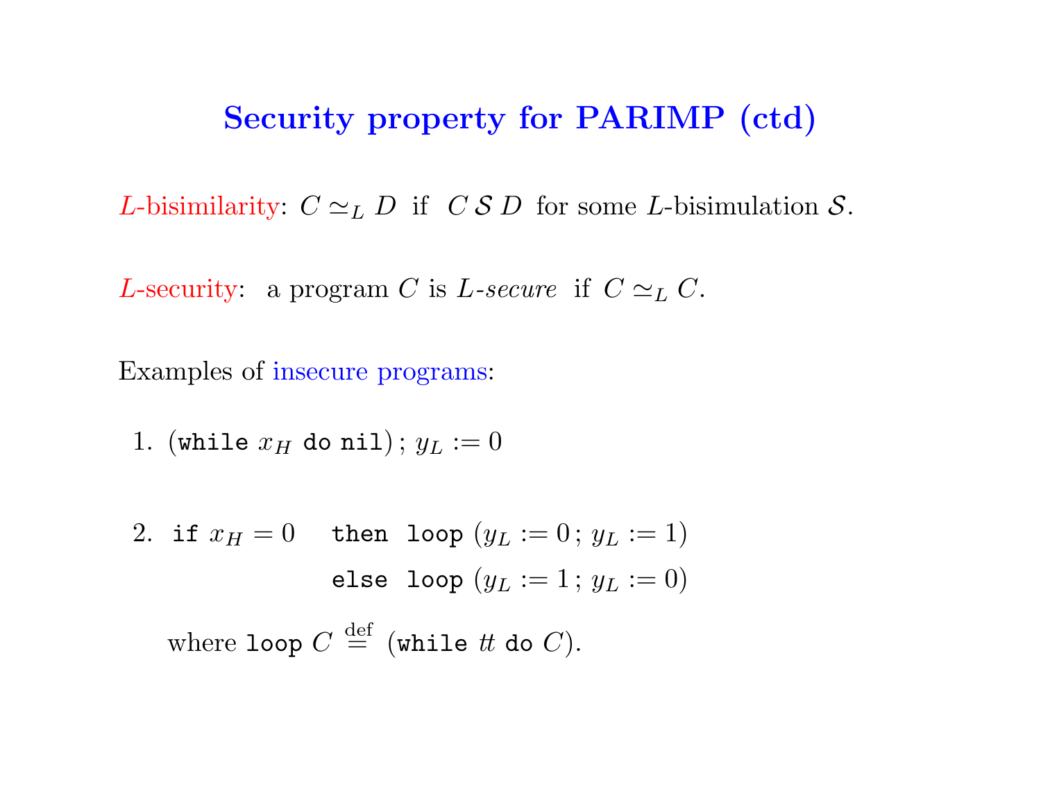# Security property for PARIMP (ctd)

$L$-bisimilarity: $C \simeq_L D$ if $C \,\mathcal{S}\, D$ for some $L$-bisimulation $\mathcal{S}$.

$L$-security: a program $C$ is *$L$-secure* if $C \simeq_L C$.

Examples of insecure programs:

1. $(\texttt{while}\ x_H\ \texttt{do}\ \texttt{nil})\,;\, y_L := 0$

2. $\texttt{if}\ x_H = 0\quad \texttt{then}\ \ \texttt{loop}\ (y_L := 0\,;\, y_L := 1)$
   $\qquad\qquad\qquad\ \ \texttt{else}\ \ \texttt{loop}\ (y_L := 1\,;\, y_L := 0)$

   where $\texttt{loop}\ C \stackrel{\text{def}}{=} (\texttt{while}\ tt\ \texttt{do}\ C)$.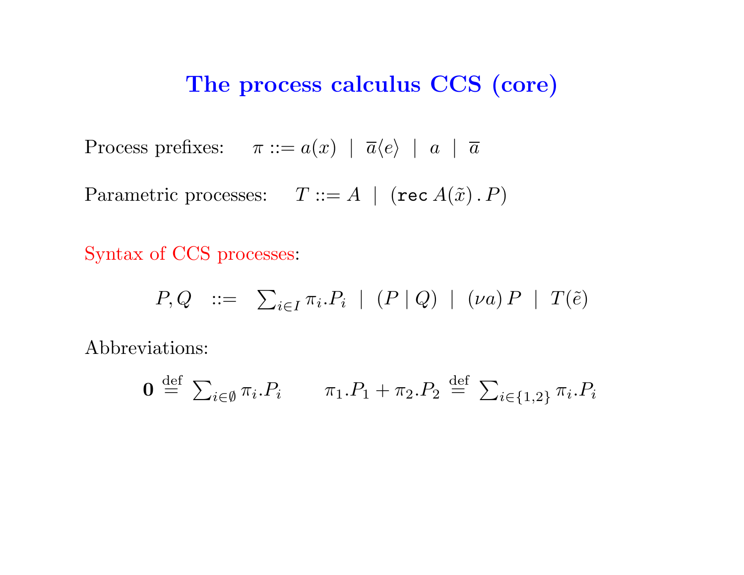# The process calculus CCS (core)

Process prefixes: $\pi ::= a(x) \;\mid\; \overline{a}\langle e \rangle \;\mid\; a \;\mid\; \overline{a}$

Parametric processes: $T ::= A \;\mid\; (\texttt{rec}\, A(\tilde{x}) \,.\, P)$

Syntax of CCS processes:

$$P, Q \quad ::= \quad \sum_{i \in I} \pi_i . P_i \;\mid\; (P \mid Q) \;\mid\; (\nu a)\, P \;\mid\; T(\tilde{e})$$

Abbreviations:

$$\mathbf{0} \stackrel{\text{def}}{=} \sum_{i \in \emptyset} \pi_i . P_i \qquad \pi_1 . P_1 + \pi_2 . P_2 \stackrel{\text{def}}{=} \sum_{i \in \{1,2\}} \pi_i . P_i$$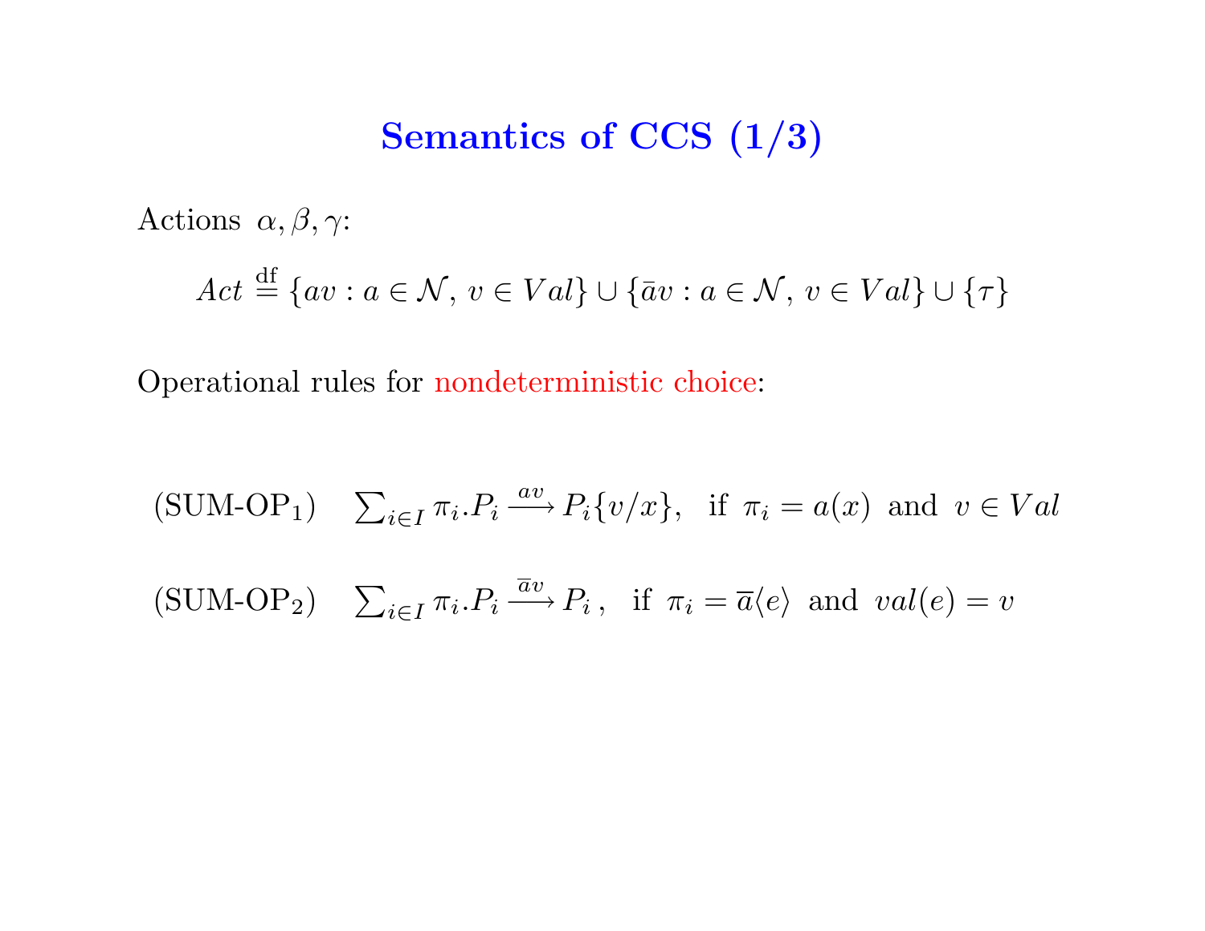# Semantics of CCS (1/3)

Actions $\alpha, \beta, \gamma$:

$$Act \stackrel{\text{df}}{=} \{av : a \in \mathcal{N},\, v \in Val\} \cup \{\bar{a}v : a \in \mathcal{N},\, v \in Val\} \cup \{\tau\}$$

Operational rules for nondeterministic choice:

(SUM-OP$_1$) $\quad \sum_{i \in I} \pi_i.P_i \xrightarrow{av} P_i\{v/x\}$, if $\pi_i = a(x)$ and $v \in Val$

(SUM-OP$_2$) $\quad \sum_{i \in I} \pi_i.P_i \xrightarrow{\overline{a}v} P_i$ , if $\pi_i = \overline{a}\langle e \rangle$ and $val(e) = v$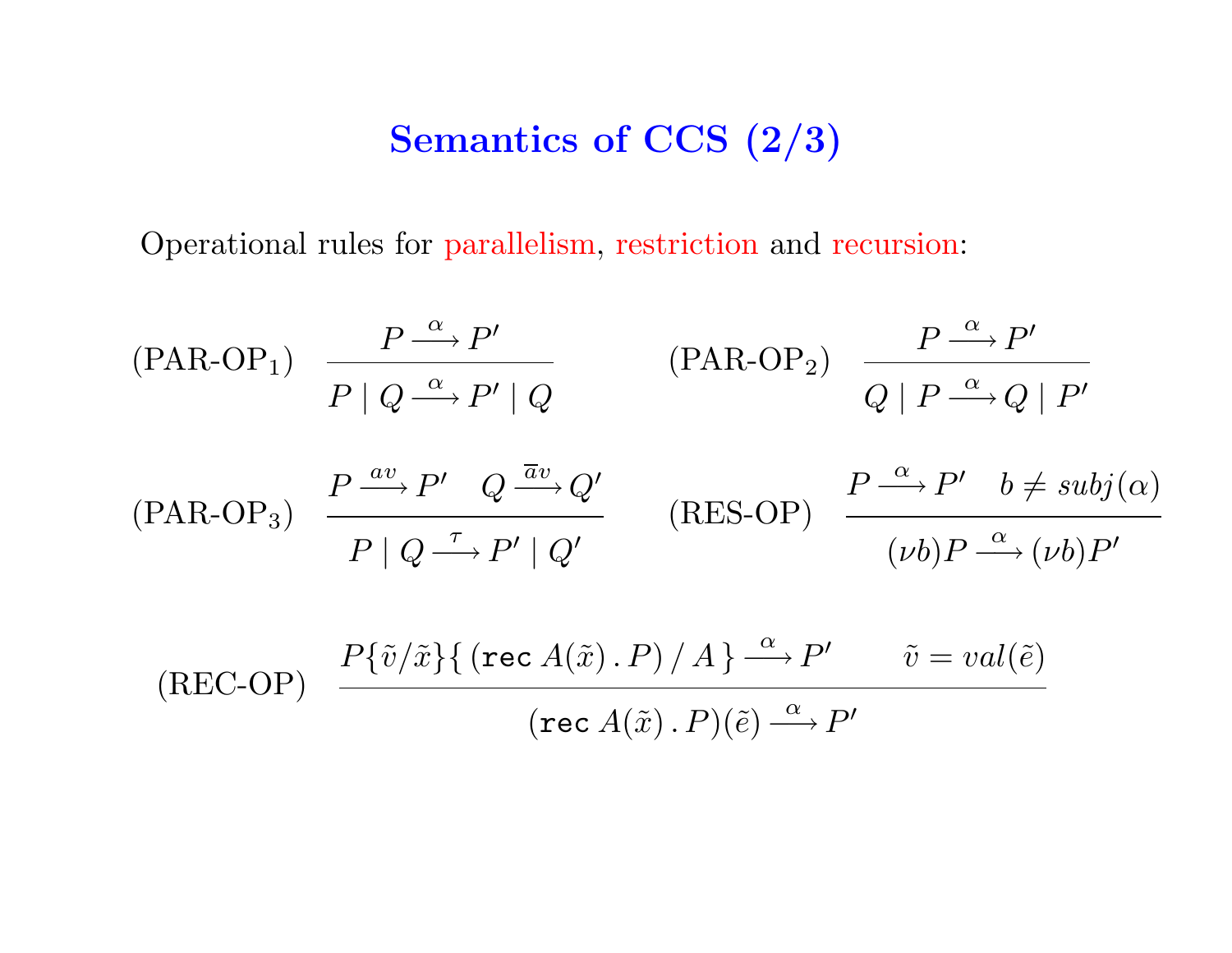# Semantics of CCS (2/3)

Operational rules for parallelism, restriction and recursion:

$$(\text{PAR-OP}_1) \quad \frac{P \xrightarrow{\alpha} P'}{P \mid Q \xrightarrow{\alpha} P' \mid Q}$$

$$(\text{PAR-OP}_2) \quad \frac{P \xrightarrow{\alpha} P'}{Q \mid P \xrightarrow{\alpha} Q \mid P'}$$

$$(\text{PAR-OP}_3) \quad \frac{P \xrightarrow{av} P' \quad Q \xrightarrow{\overline{a}v} Q'}{P \mid Q \xrightarrow{\tau} P' \mid Q'}$$

$$(\text{RES-OP}) \quad \frac{P \xrightarrow{\alpha} P' \quad b \neq subj(\alpha)}{(\nu b)P \xrightarrow{\alpha} (\nu b)P'}$$

$$(\text{REC-OP}) \quad \frac{P\{\tilde{v}/\tilde{x}\}\{\,(\texttt{rec}\, A(\tilde{x})\,.\,P)\,/\,A\,\} \xrightarrow{\alpha} P' \qquad \tilde{v} = val(\tilde{e})}{(\texttt{rec}\, A(\tilde{x})\,.\,P)(\tilde{e}) \xrightarrow{\alpha} P'}$$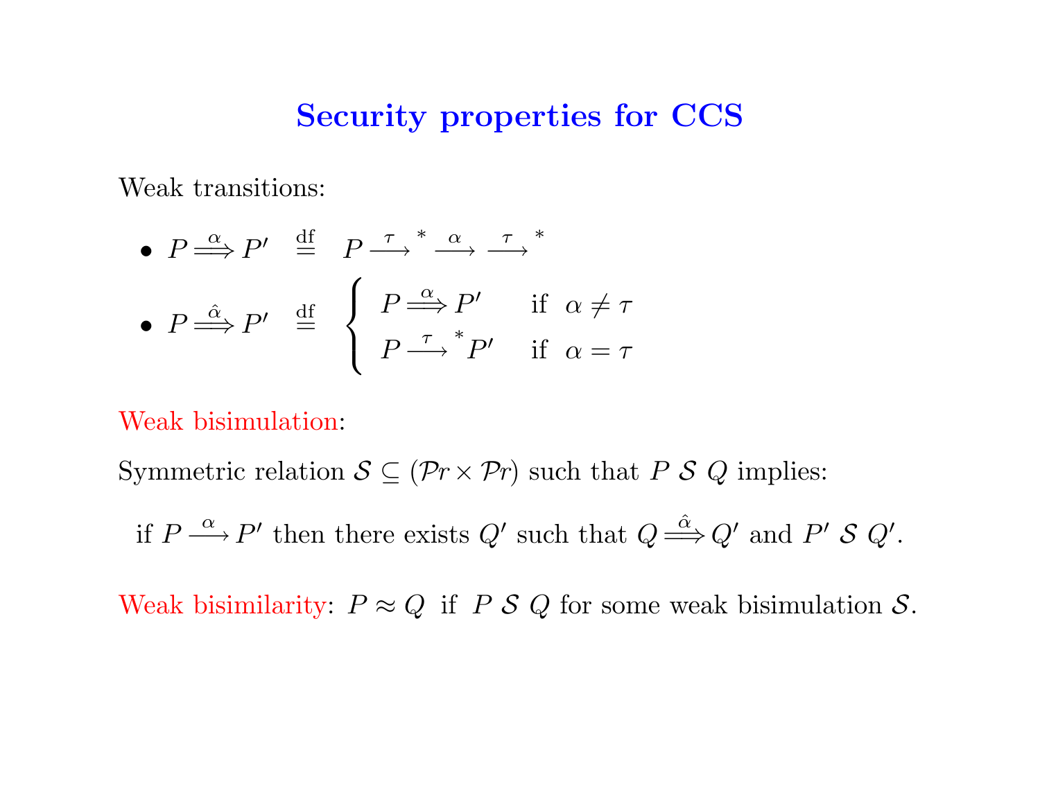# Security properties for CCS

Weak transitions:

- $P \stackrel{\alpha}{\Longrightarrow} P' \quad \stackrel{\text{df}}{=} \quad P \stackrel{\tau}{\longrightarrow}^{*} \stackrel{\alpha}{\longrightarrow} \stackrel{\tau}{\longrightarrow}^{*}$
- $P \stackrel{\hat{\alpha}}{\Longrightarrow} P' \quad \stackrel{\text{df}}{=} \quad \begin{cases} P \stackrel{\alpha}{\Longrightarrow} P' & \text{if } \alpha \neq \tau \\ P \stackrel{\tau}{\longrightarrow}^{*} P' & \text{if } \alpha = \tau \end{cases}$

Weak bisimulation:

Symmetric relation $\mathcal{S} \subseteq (\mathcal{P}r \times \mathcal{P}r)$ such that $P \; \mathcal{S} \; Q$ implies:

if $P \stackrel{\alpha}{\longrightarrow} P'$ then there exists $Q'$ such that $Q \stackrel{\hat{\alpha}}{\Longrightarrow} Q'$ and $P' \; \mathcal{S} \; Q'$.

Weak bisimilarity: $P \approx Q$ if $P \; \mathcal{S} \; Q$ for some weak bisimulation $\mathcal{S}$.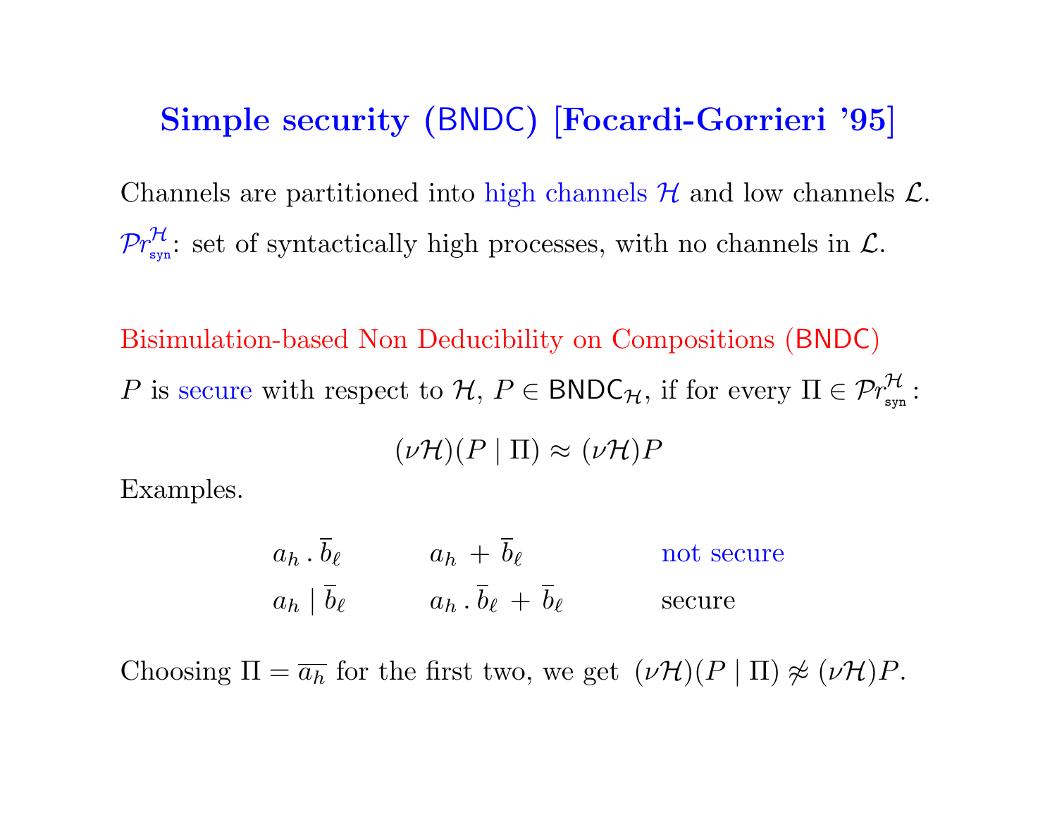# Simple security (BNDC) [Focardi-Gorrieri '95]

Channels are partitioned into high channels $\mathcal{H}$ and low channels $\mathcal{L}$.

$\mathcal{P}r^{\mathcal{H}}_{\text{syn}}$: set of syntactically high processes, with no channels in $\mathcal{L}$.

Bisimulation-based Non Deducibility on Compositions (BNDC)

$P$ is secure with respect to $\mathcal{H}$, $P \in \mathsf{BNDC}_{\mathcal{H}}$, if for every $\Pi \in \mathcal{P}r^{\mathcal{H}}_{\text{syn}}$ :

$$(\nu\mathcal{H})(P \mid \Pi) \approx (\nu\mathcal{H})P$$

Examples.

| | | |
|---|---|---|
| $a_h \,.\, \overline{b}_\ell$ | $a_h \,+\, \overline{b}_\ell$ | not secure |
| $a_h \mid \overline{b}_\ell$ | $a_h \,.\, \overline{b}_\ell \,+\, \overline{b}_\ell$ | secure |

Choosing $\Pi = \overline{a_h}$ for the first two, we get $(\nu\mathcal{H})(P \mid \Pi) \not\approx (\nu\mathcal{H})P$.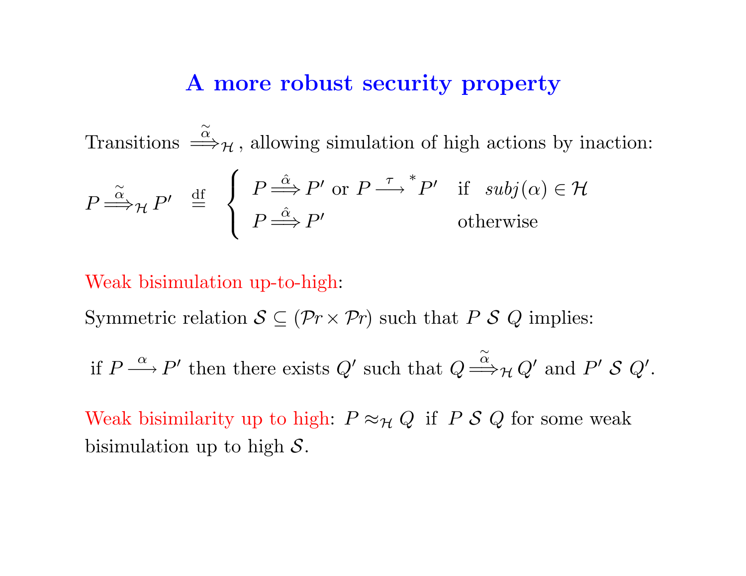# A more robust security property

Transitions $\stackrel{\widetilde{\alpha}}{\Longrightarrow}_{\mathcal{H}}$, allowing simulation of high actions by inaction:

$$P \stackrel{\widetilde{\alpha}}{\Longrightarrow}_{\mathcal{H}} P' \quad \stackrel{\text{df}}{=} \quad \begin{cases} P \stackrel{\hat{\alpha}}{\Longrightarrow} P' \text{ or } P \stackrel{\tau}{\longrightarrow}{}^{*} P' & \text{if} \quad subj(\alpha) \in \mathcal{H} \\ P \stackrel{\hat{\alpha}}{\Longrightarrow} P' & \text{otherwise} \end{cases}$$

Weak bisimulation up-to-high:

Symmetric relation $\mathcal{S} \subseteq (\mathcal{P}r \times \mathcal{P}r)$ such that $P \; \mathcal{S} \; Q$ implies:

if $P \stackrel{\alpha}{\longrightarrow} P'$ then there exists $Q'$ such that $Q \stackrel{\widetilde{\alpha}}{\Longrightarrow}_{\mathcal{H}} Q'$ and $P' \; \mathcal{S} \; Q'$.

Weak bisimilarity up to high: $P \approx_{\mathcal{H}} Q$ if $P \; \mathcal{S} \; Q$ for some weak bisimulation up to high $\mathcal{S}$.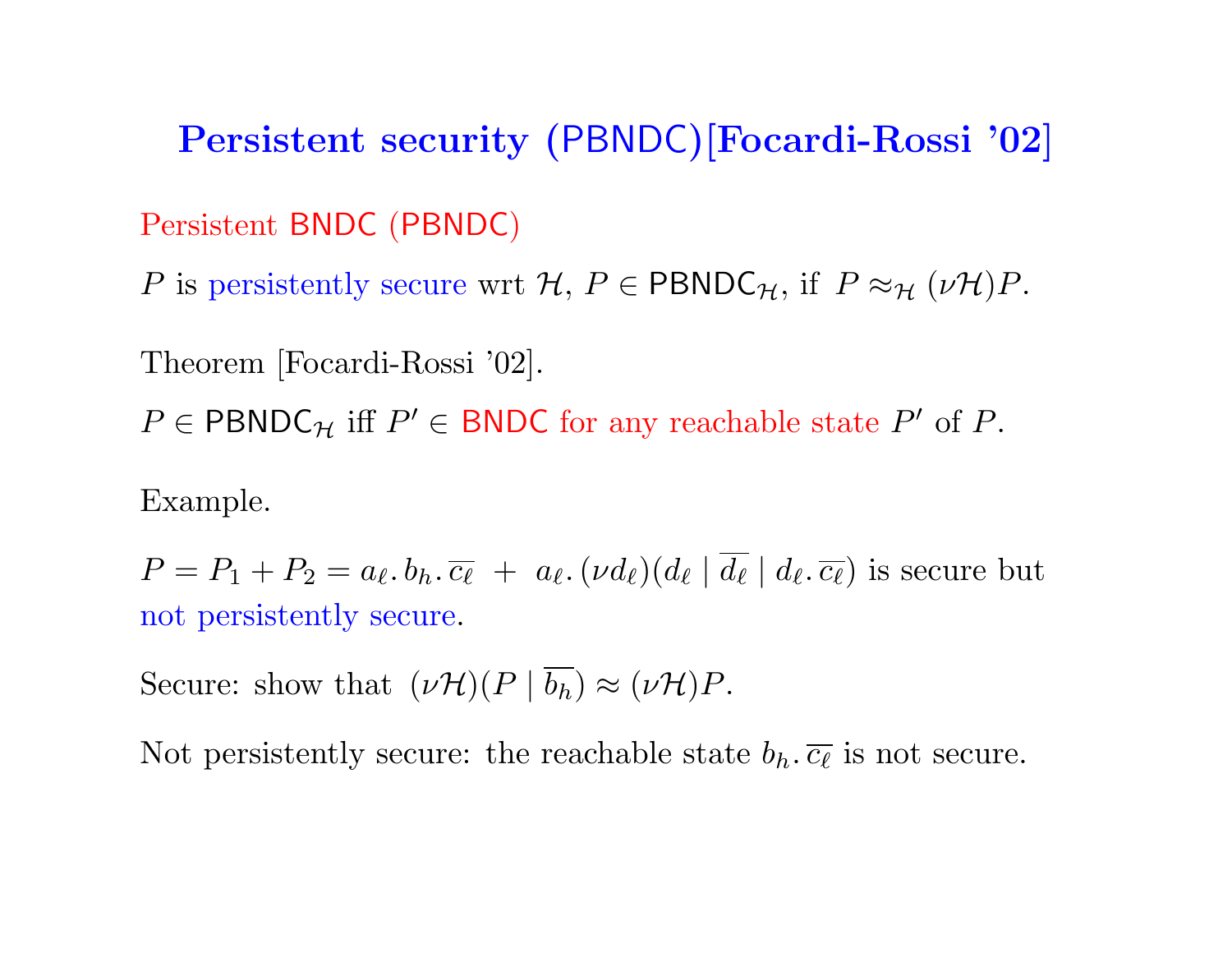# Persistent security (PBNDC)[Focardi-Rossi '02]

Persistent BNDC (PBNDC)

$P$ is persistently secure wrt $\mathcal{H}$, $P \in \mathsf{PBNDC}_{\mathcal{H}}$, if $P \approx_{\mathcal{H}} (\nu\mathcal{H})P$.

Theorem [Focardi-Rossi '02].

$P \in \mathsf{PBNDC}_{\mathcal{H}}$ iff $P' \in \mathsf{BNDC}$ for any reachable state $P'$ of $P$.

Example.

$P = P_1 + P_2 = a_\ell.\, b_h.\, \overline{c_\ell} \;+\; a_\ell.\, (\nu d_\ell)(d_\ell \mid \overline{d_\ell} \mid d_\ell.\, \overline{c_\ell})$ is secure but not persistently secure.

Secure: show that $(\nu\mathcal{H})(P \mid \overline{b_h}) \approx (\nu\mathcal{H})P$.

Not persistently secure: the reachable state $b_h.\, \overline{c_\ell}$ is not secure.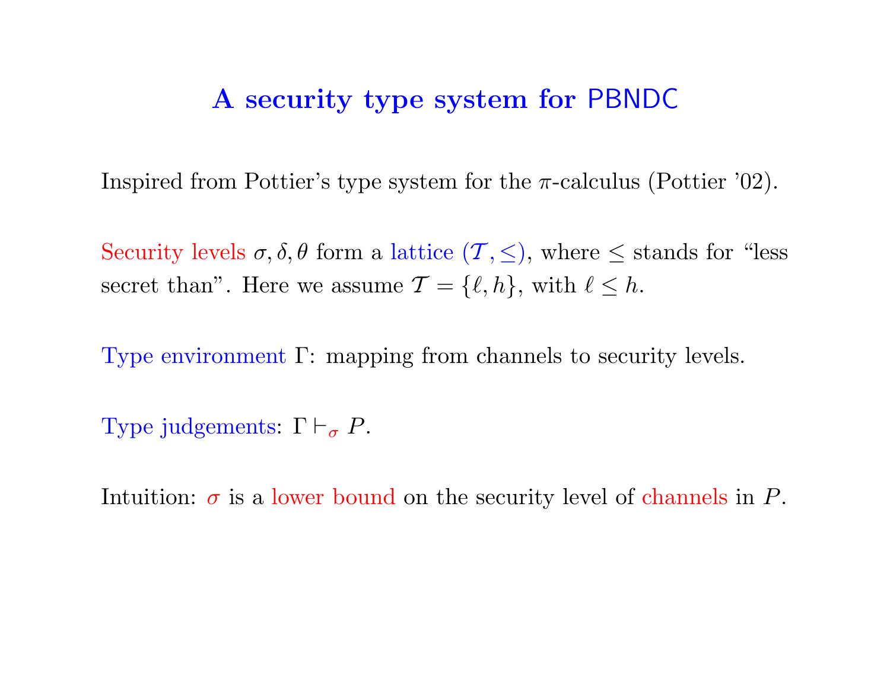# A security type system for PBNDC

Inspired from Pottier's type system for the $\pi$-calculus (Pottier '02).

Security levels $\sigma, \delta, \theta$ form a lattice $(\mathcal{T}, \leq)$, where $\leq$ stands for "less secret than". Here we assume $\mathcal{T} = \{\ell, h\}$, with $\ell \leq h$.

Type environment $\Gamma$: mapping from channels to security levels.

Type judgements: $\Gamma \vdash_{\sigma} P$.

Intuition: $\sigma$ is a lower bound on the security level of channels in $P$.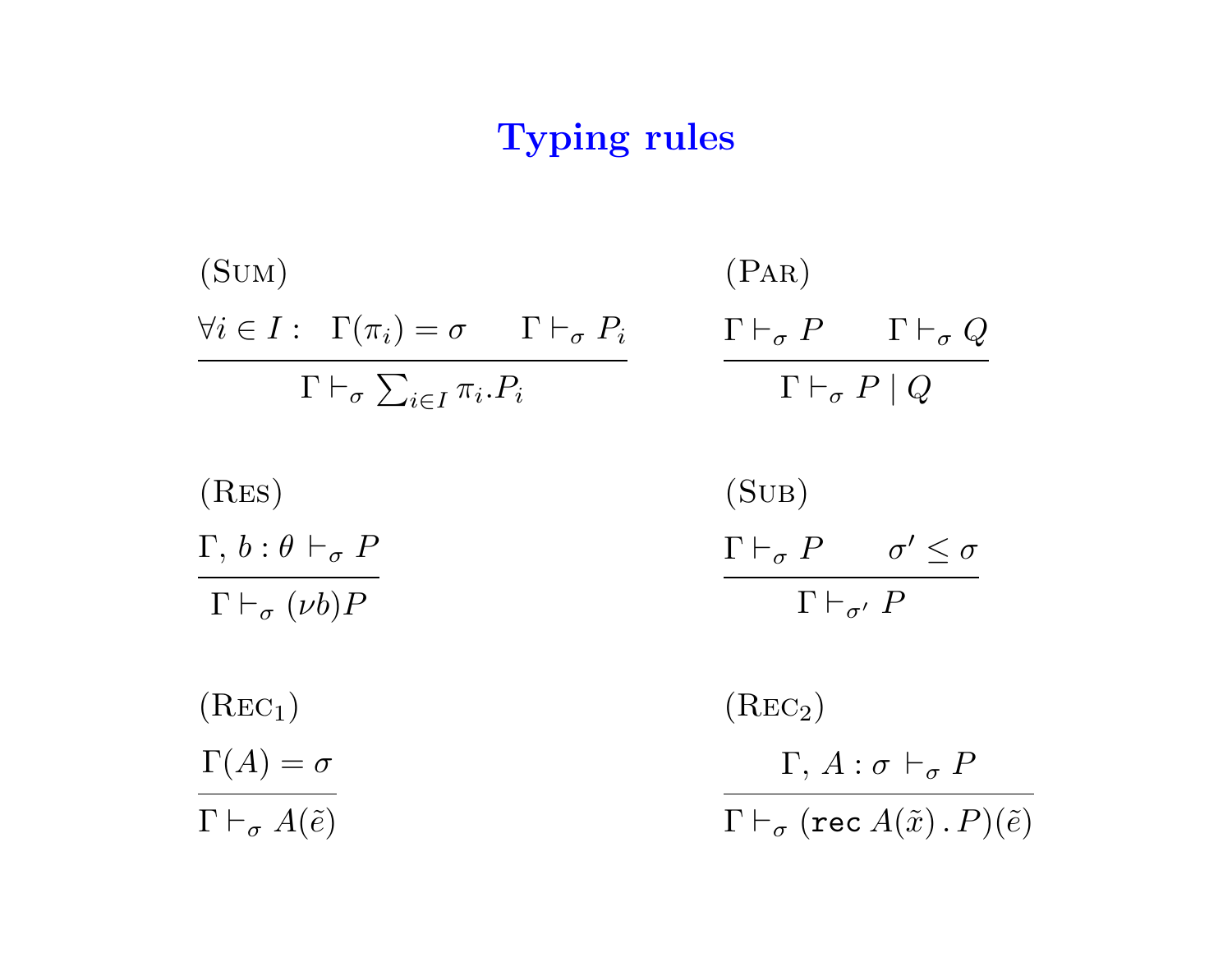# Typing rules

(Sum)

$$\frac{\forall i \in I : \quad \Gamma(\pi_i) = \sigma \qquad \Gamma \vdash_\sigma P_i}{\Gamma \vdash_\sigma \sum_{i\in I} \pi_i.P_i}$$

(Par)

$$\frac{\Gamma \vdash_\sigma P \qquad \Gamma \vdash_\sigma Q}{\Gamma \vdash_\sigma P \mid Q}$$

(Res)

$$\frac{\Gamma,\, b : \theta \vdash_\sigma P}{\Gamma \vdash_\sigma (\nu b)P}$$

(Sub)

$$\frac{\Gamma \vdash_\sigma P \qquad \sigma' \leq \sigma}{\Gamma \vdash_{\sigma'} P}$$

(Rec$_1$)

$$\frac{\Gamma(A) = \sigma}{\Gamma \vdash_\sigma A(\tilde{e})}$$

(Rec$_2$)

$$\frac{\Gamma,\, A : \sigma \vdash_\sigma P}{\Gamma \vdash_\sigma (\texttt{rec}\, A(\tilde{x})\,.\,P)(\tilde{e})}$$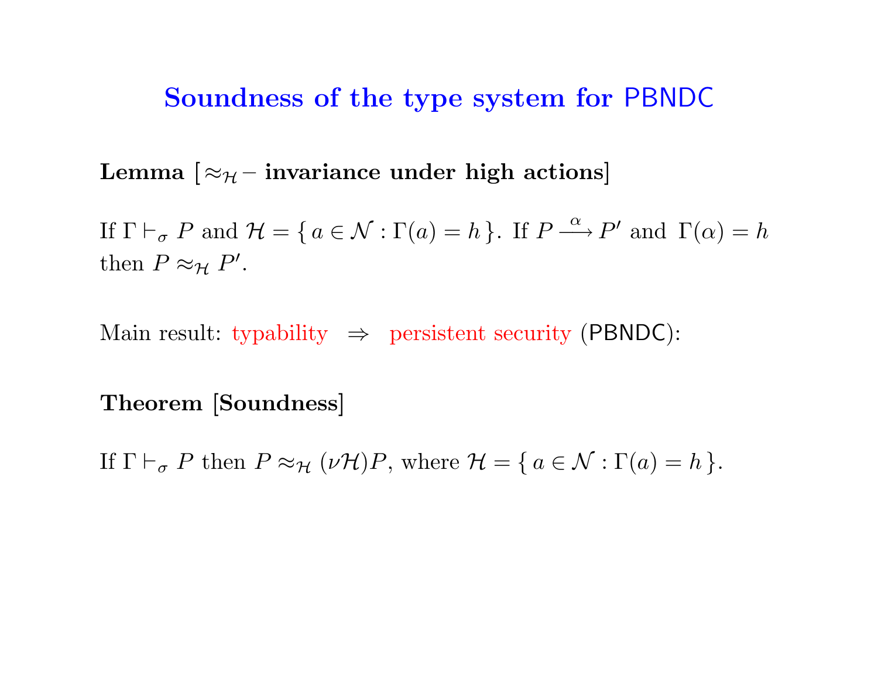# Soundness of the type system for PBNDC

**Lemma [$\approx_{\mathcal{H}}$ – invariance under high actions]**

If $\Gamma \vdash_\sigma P$ and $\mathcal{H} = \{\, a \in \mathcal{N} : \Gamma(a) = h \,\}$. If $P \xrightarrow{\alpha} P'$ and $\Gamma(\alpha) = h$ then $P \approx_{\mathcal{H}} P'$.

Main result: typability $\Rightarrow$ persistent security (PBNDC):

**Theorem [Soundness]**

If $\Gamma \vdash_\sigma P$ then $P \approx_{\mathcal{H}} (\nu\mathcal{H})P$, where $\mathcal{H} = \{\, a \in \mathcal{N} : \Gamma(a) = h \,\}$.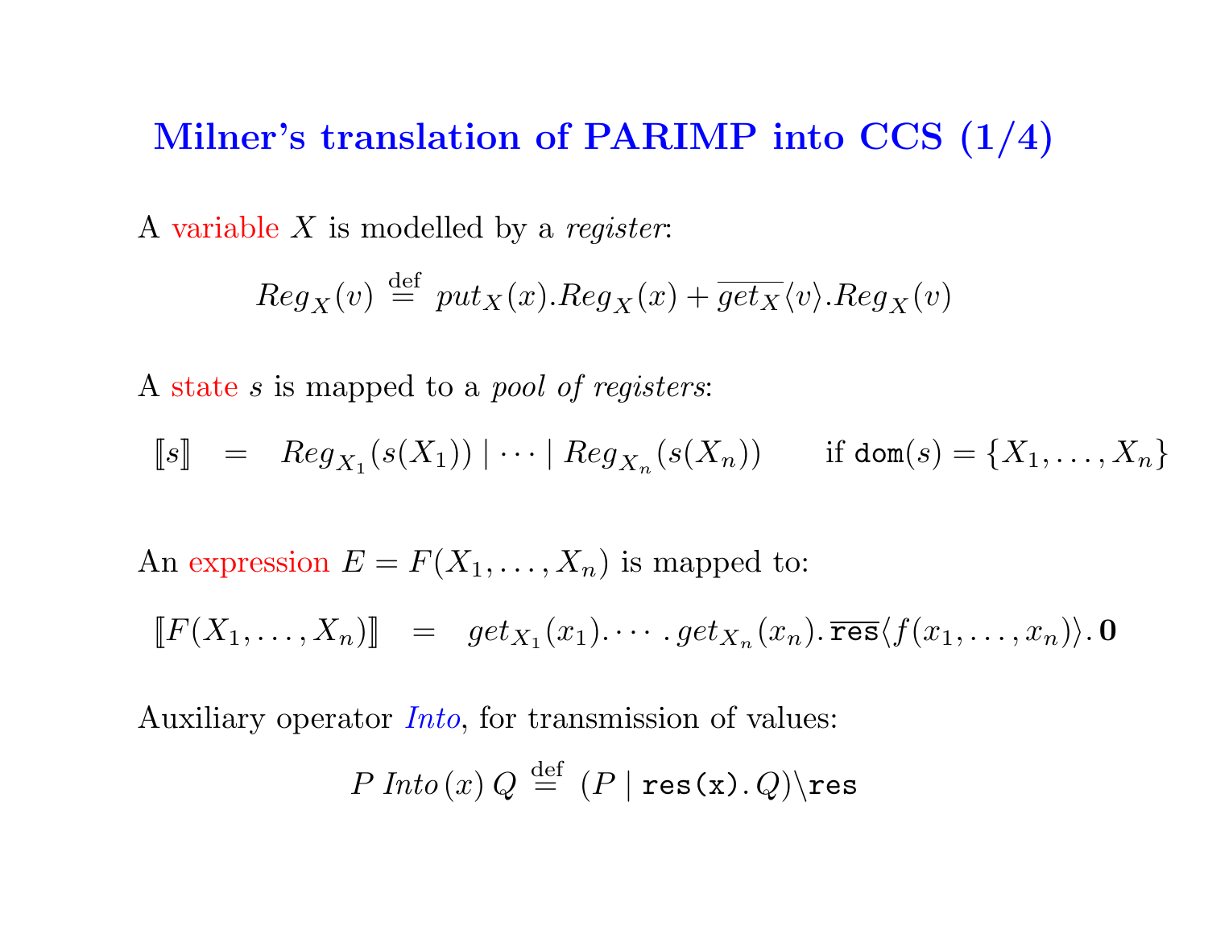# Milner's translation of PARIMP into CCS (1/4)

A variable $X$ is modelled by a *register*:

$$Reg_X(v) \stackrel{\text{def}}{=} put_X(x).Reg_X(x) + \overline{get_X}\langle v\rangle.Reg_X(v)$$

A state $s$ is mapped to a *pool of registers*:

$$[\![s]\!] \quad = \quad Reg_{X_1}(s(X_1)) \mid \cdots \mid Reg_{X_n}(s(X_n)) \qquad \text{if } \mathtt{dom}(s) = \{X_1, \ldots, X_n\}$$

An expression $E = F(X_1, \ldots, X_n)$ is mapped to:

$$[\![F(X_1, \ldots, X_n)]\!] \quad = \quad get_{X_1}(x_1).\cdots.get_{X_n}(x_n).\overline{\mathtt{res}}\langle f(x_1, \ldots, x_n)\rangle.\mathbf{0}$$

Auxiliary operator *Into*, for transmission of values:

$$P\ \mathit{Into}\,(x)\ Q \stackrel{\text{def}}{=} (P \mid \mathtt{res(x)}.\,Q)\backslash\mathtt{res}$$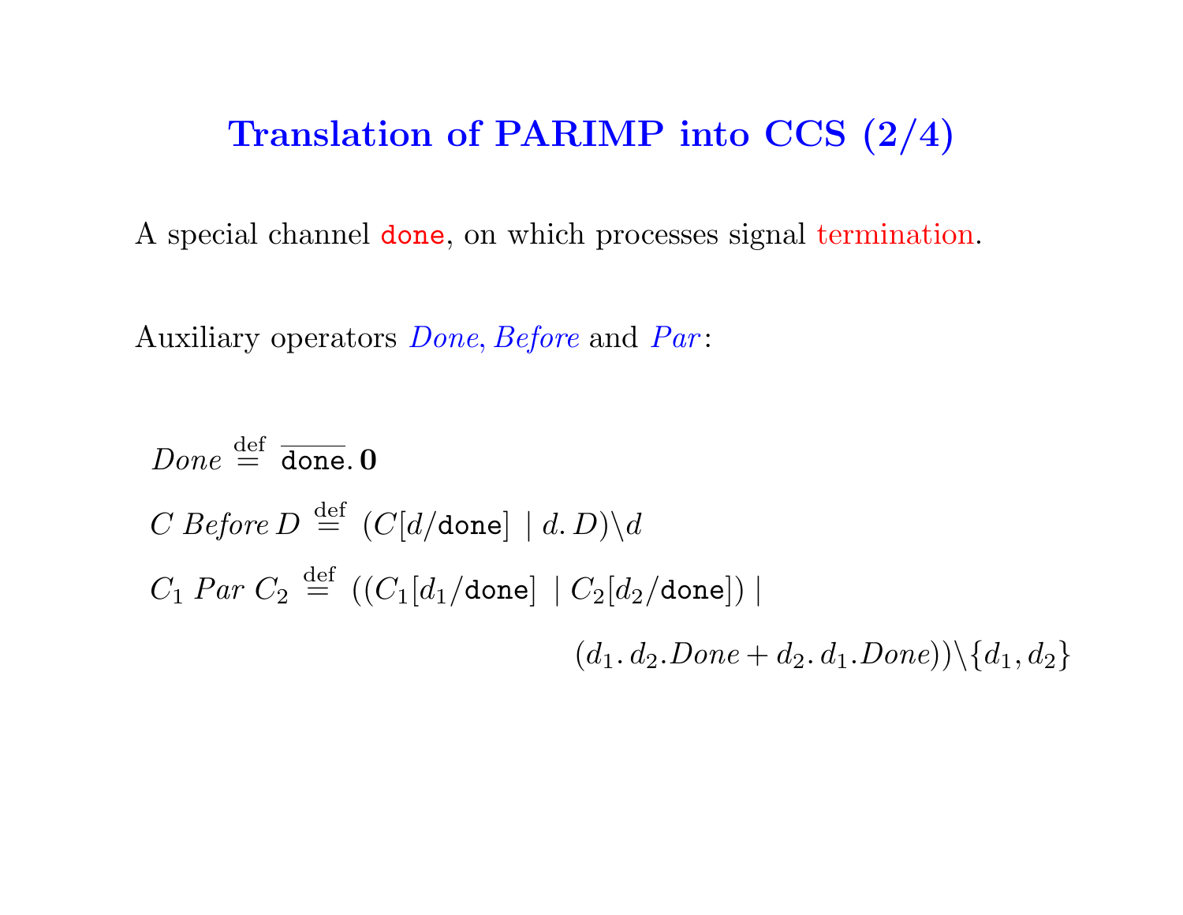# Translation of PARIMP into CCS (2/4)

A special channel `done`, on which processes signal termination.

Auxiliary operators *Done*, *Before* and *Par*:

$$\mathit{Done} \stackrel{\text{def}}{=} \overline{\texttt{done}}.\,\mathbf{0}$$

$$C \ \mathit{Before}\ D \stackrel{\text{def}}{=} (C[d/\texttt{done}] \mid d.\,D)\backslash d$$

$$C_1 \ \mathit{Par}\ C_2 \stackrel{\text{def}}{=} ((C_1[d_1/\texttt{done}] \mid C_2[d_2/\texttt{done}]) \mid (d_1.\,d_2.\mathit{Done} + d_2.\,d_1.\mathit{Done}))\backslash\{d_1, d_2\}$$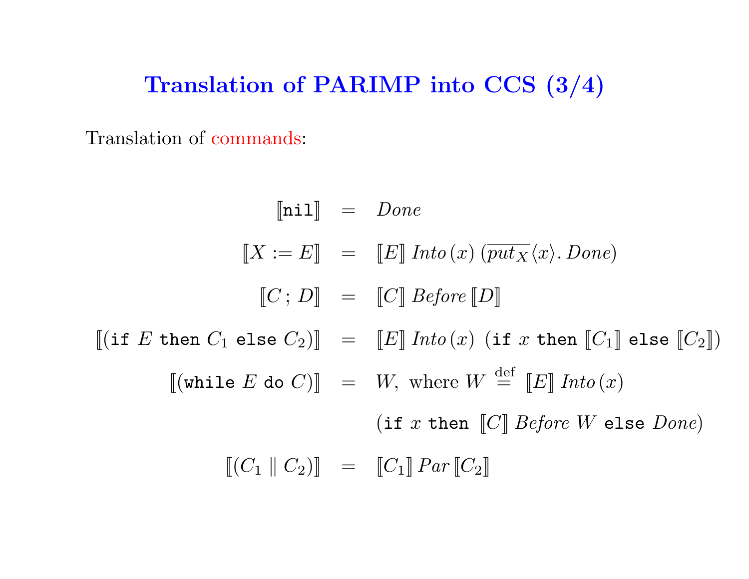# Translation of PARIMP into CCS (3/4)

Translation of commands:

$$
\begin{array}{rcl}
[\![\texttt{nil}]\!] & = & \mathit{Done} \\[1em]
[\![X := E]\!] & = & [\![E]\!]\,\mathit{Into}\,(x)\;(\overline{\mathit{put}_X}\langle x\rangle.\,\mathit{Done}) \\[1em]
[\![C\,;\,D]\!] & = & [\![C]\!]\,\mathit{Before}\,[\![D]\!] \\[1em]
[\![(\texttt{if}\ E\ \texttt{then}\ C_1\ \texttt{else}\ C_2)]\!] & = & [\![E]\!]\,\mathit{Into}\,(x)\;\;(\texttt{if}\ x\ \texttt{then}\ [\![C_1]\!]\ \texttt{else}\ [\![C_2]\!]) \\[1em]
[\![(\texttt{while}\ E\ \texttt{do}\ C)]\!] & = & W,\ \text{where}\ W \stackrel{\text{def}}{=} [\![E]\!]\,\mathit{Into}\,(x) \\[0.5em]
 & & (\texttt{if}\ x\ \texttt{then}\ [\![C]\!]\,\mathit{Before}\ W\ \texttt{else}\ \mathit{Done}) \\[1em]
[\![(C_1 \parallel C_2)]\!] & = & [\![C_1]\!]\,\mathit{Par}\,[\![C_2]\!]
\end{array}
$$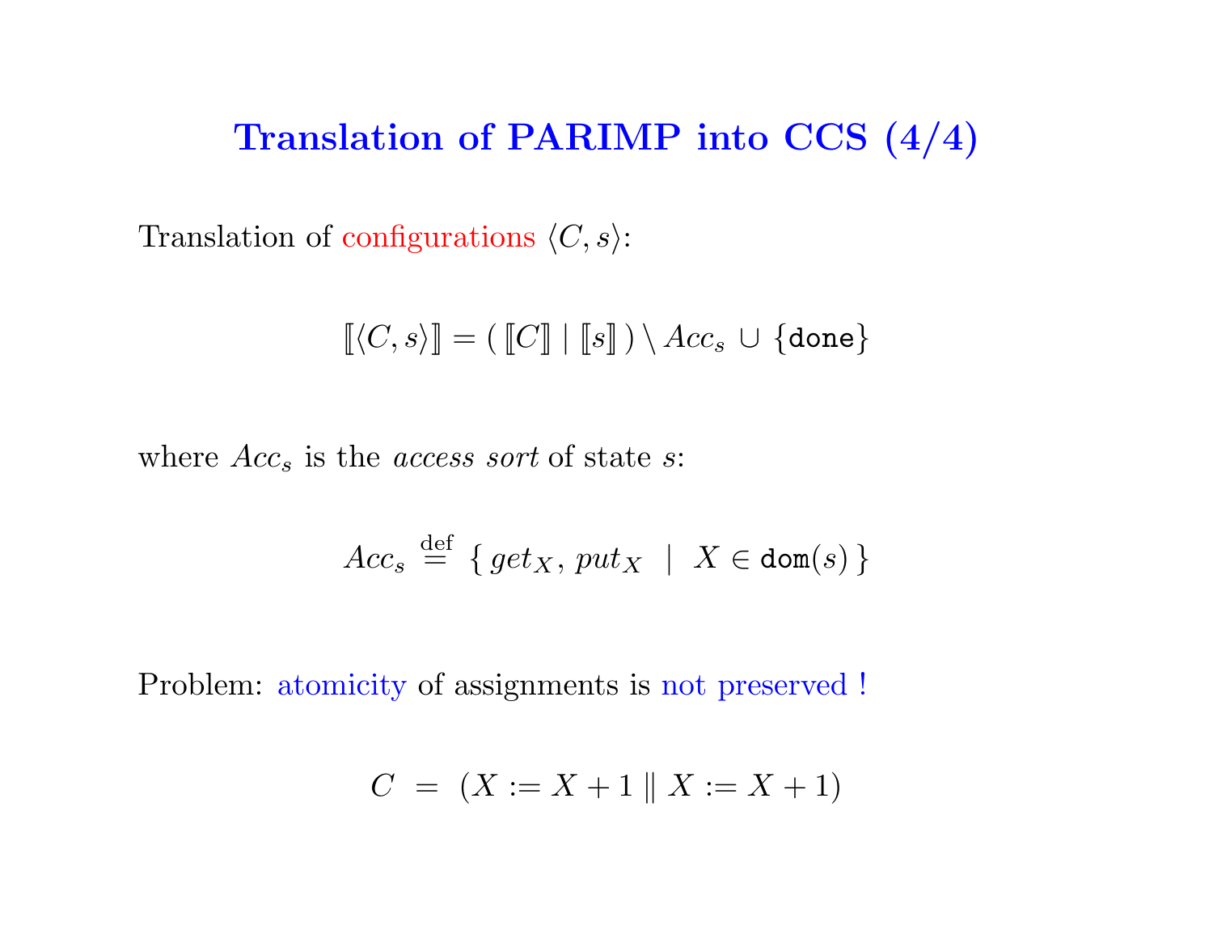# Translation of PARIMP into CCS (4/4)

Translation of configurations $\langle C, s \rangle$:

$$[\![\langle C, s \rangle]\!] = (\, [\![C]\!] \mid [\![s]\!] \,) \setminus Acc_s \cup \{\texttt{done}\}$$

where $Acc_s$ is the *access sort* of state $s$:

$$Acc_s \stackrel{\text{def}}{=} \{\, get_X,\, put_X \;\mid\; X \in \texttt{dom}(s) \,\}$$

Problem: atomicity of assignments is not preserved !

$$C \;=\; (X := X + 1 \parallel X := X + 1)$$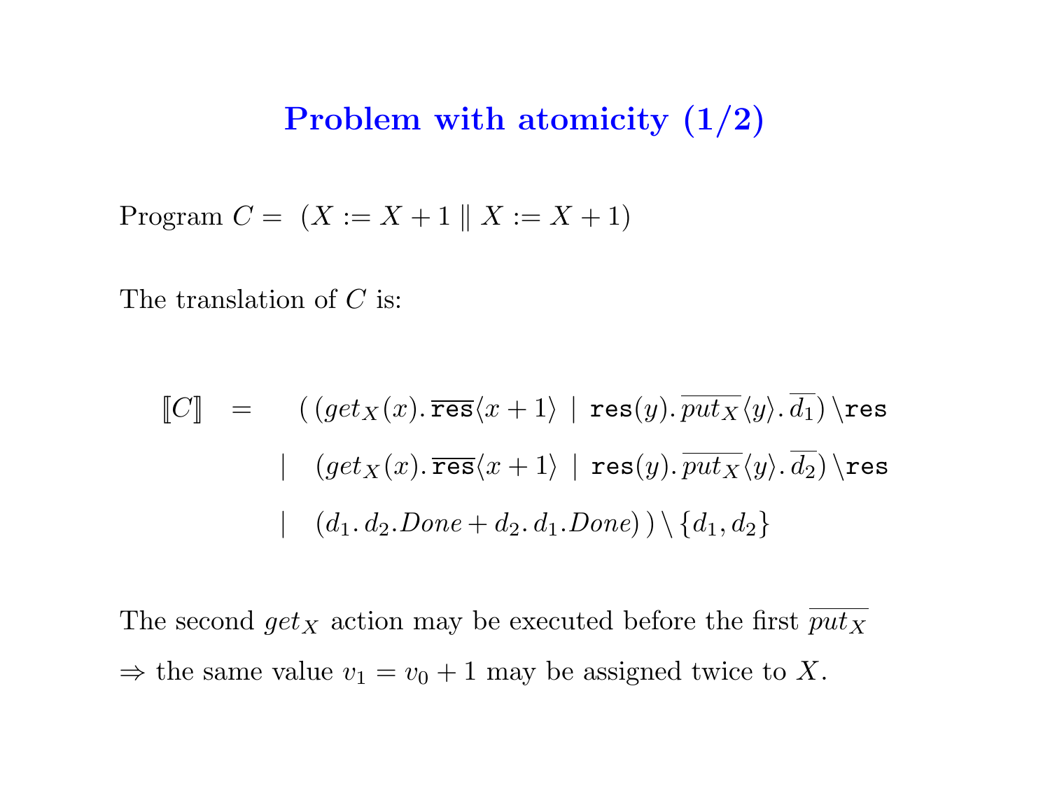# Problem with atomicity (1/2)

Program $C = \ (X := X + 1 \parallel X := X + 1)$

The translation of $C$ is:

$$
\begin{aligned}
[\![C]\!] \quad = \quad & (\,(get_X(x).\,\overline{\texttt{res}}\langle x+1\rangle \;|\; \texttt{res}(y).\,\overline{put_X}\langle y\rangle.\,\overline{d_1})\setminus\texttt{res} \\
| \quad & (get_X(x).\,\overline{\texttt{res}}\langle x+1\rangle \;|\; \texttt{res}(y).\,\overline{put_X}\langle y\rangle.\,\overline{d_2})\setminus\texttt{res} \\
| \quad & (d_1.\,d_2.Done + d_2.\,d_1.Done)\,)\setminus\{d_1, d_2\}
\end{aligned}
$$

The second $get_X$ action may be executed before the first $\overline{put_X}$

$\Rightarrow$ the same value $v_1 = v_0 + 1$ may be assigned twice to $X$.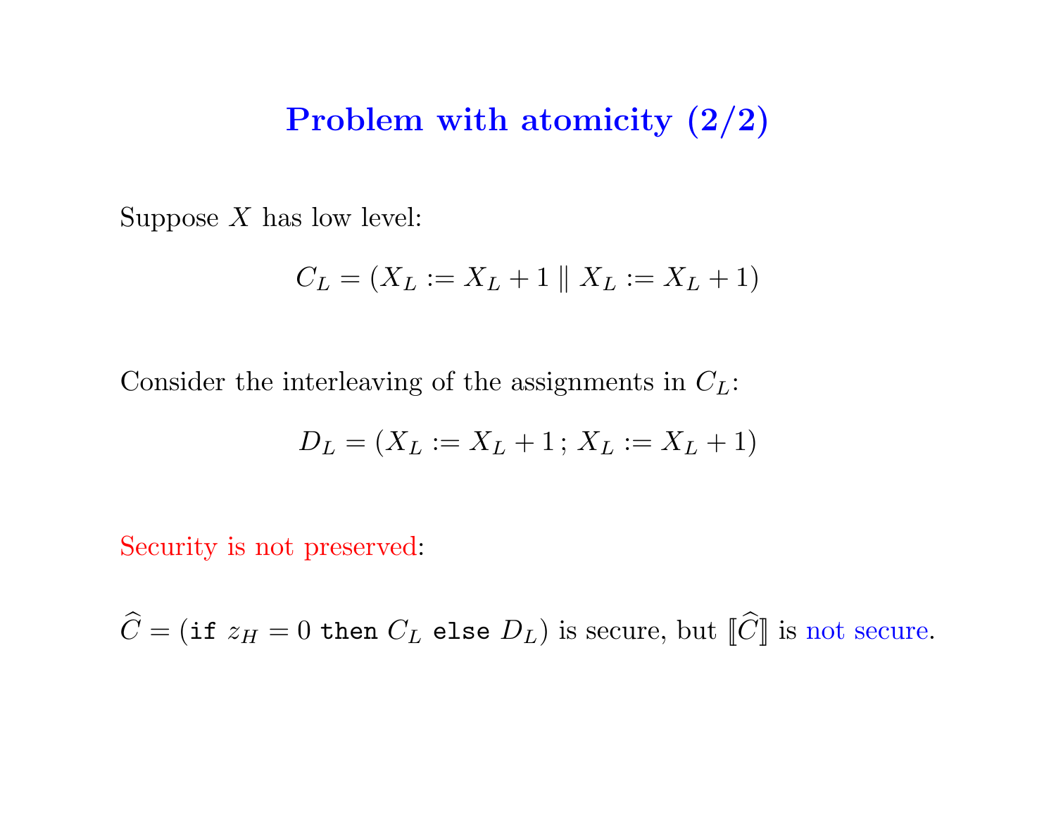# Problem with atomicity (2/2)

Suppose $X$ has low level:

$$C_L = (X_L := X_L + 1 \parallel X_L := X_L + 1)$$

Consider the interleaving of the assignments in $C_L$:

$$D_L = (X_L := X_L + 1\,;\, X_L := X_L + 1)$$

Security is not preserved:

$\widehat{C} = (\texttt{if}\ z_H = 0\ \texttt{then}\ C_L\ \texttt{else}\ D_L)$ is secure, but $[\![\widehat{C}]\!]$ is not secure.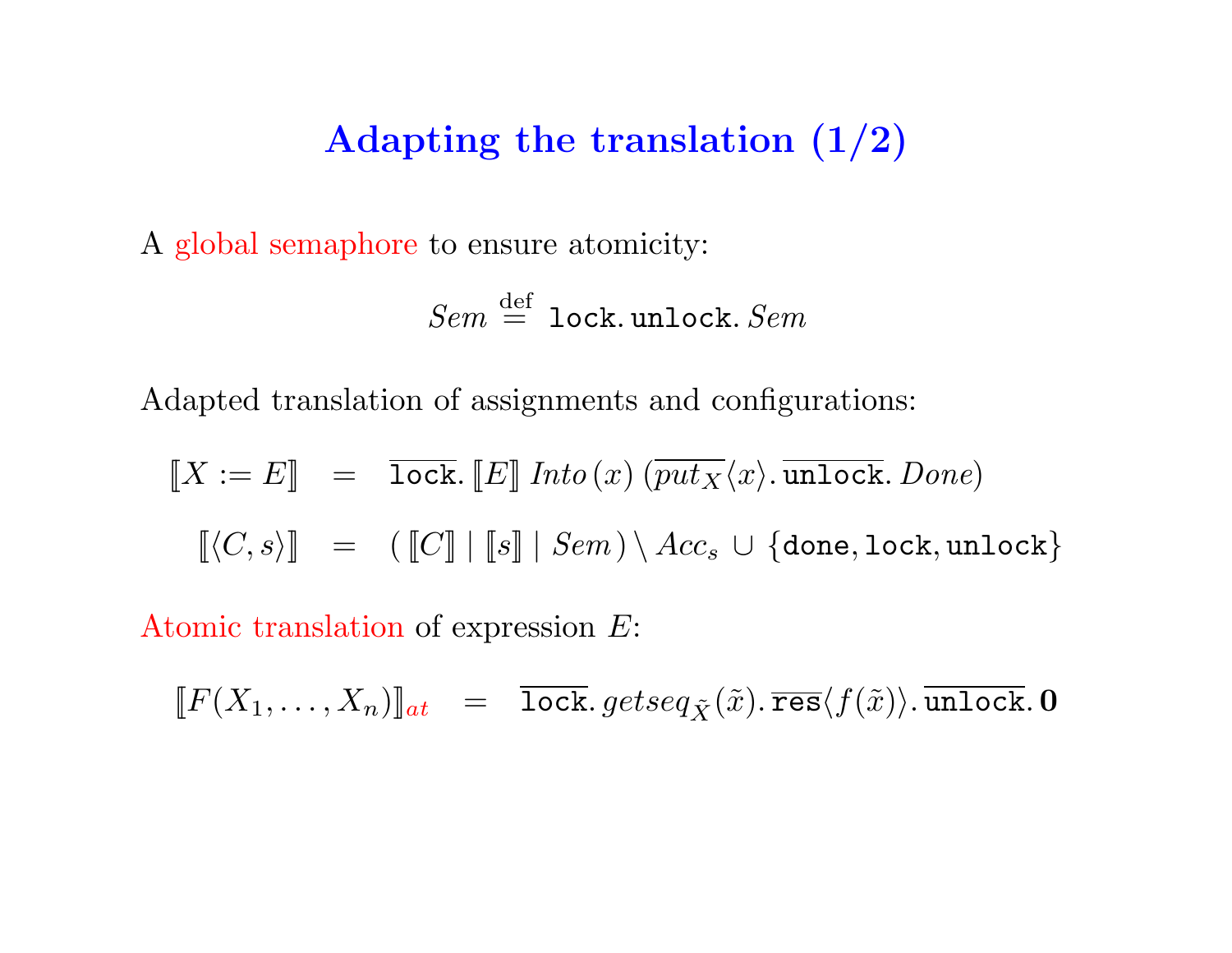# Adapting the translation (1/2)

A global semaphore to ensure atomicity:

$$Sem \stackrel{\text{def}}{=} \texttt{lock}.\,\texttt{unlock}.\,Sem$$

Adapted translation of assignments and configurations:

$$\llbracket X := E \rrbracket \quad = \quad \overline{\texttt{lock}}.\,\llbracket E \rrbracket\; Into\,(x)\,(\overline{put_X}\langle x\rangle.\,\overline{\texttt{unlock}}.\,Done)$$

$$\llbracket \langle C, s\rangle \rrbracket \quad = \quad (\,\llbracket C \rrbracket \mid \llbracket s \rrbracket \mid Sem\,) \setminus Acc_s \cup \{\texttt{done}, \texttt{lock}, \texttt{unlock}\}$$

Atomic translation of expression $E$:

$$\llbracket F(X_1, \ldots, X_n) \rrbracket_{at} \quad = \quad \overline{\texttt{lock}}.\,getseq_{\tilde{X}}(\tilde{x}).\,\overline{\texttt{res}}\langle f(\tilde{x})\rangle.\,\overline{\texttt{unlock}}.\,\mathbf{0}$$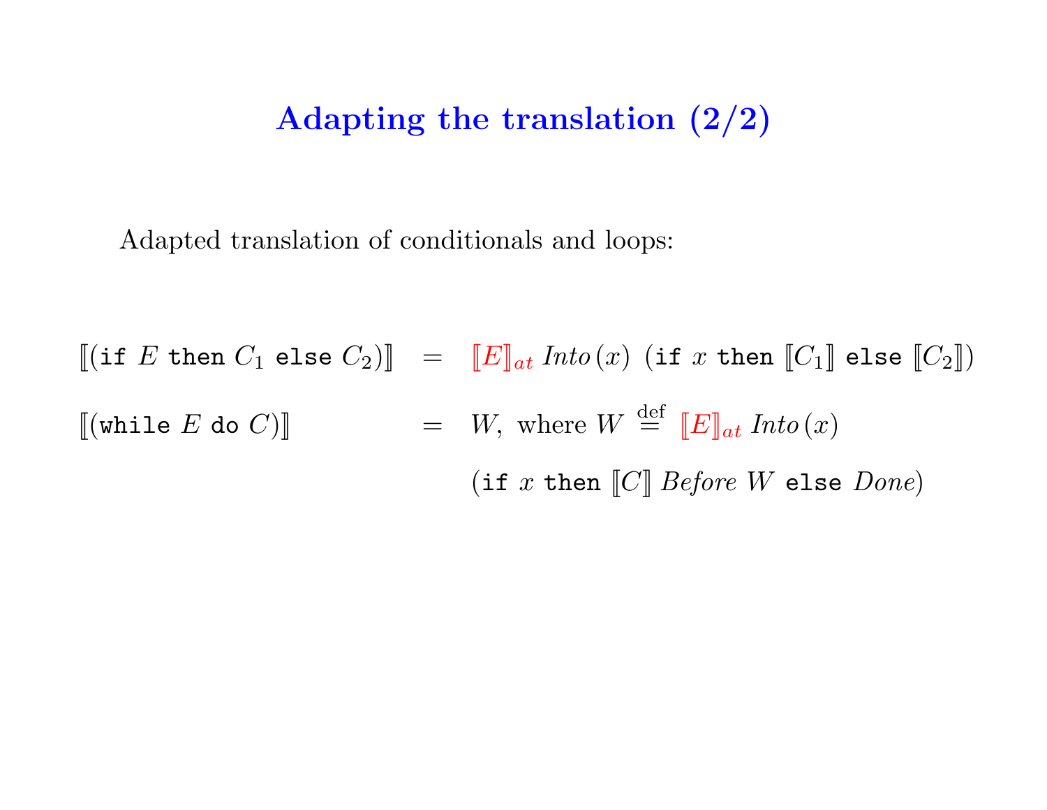# Adapting the translation (2/2)

Adapted translation of conditionals and loops:

$$[\![(\texttt{if}\ E\ \texttt{then}\ C_1\ \texttt{else}\ C_2)]\!] \quad = \quad {\color{red}[\![E]\!]_{at}}\ \mathit{Into}\,(x)\ (\texttt{if}\ x\ \texttt{then}\ [\![C_1]\!]\ \texttt{else}\ [\![C_2]\!])$$

$$[\![(\texttt{while}\ E\ \texttt{do}\ C)]\!] \quad = \quad W,\ \text{where}\ W \stackrel{\text{def}}{=} {\color{red}[\![E]\!]_{at}}\ \mathit{Into}\,(x)$$

$$(\texttt{if}\ x\ \texttt{then}\ [\![C]\!]\ \mathit{Before}\ W\ \texttt{else}\ \mathit{Done})$$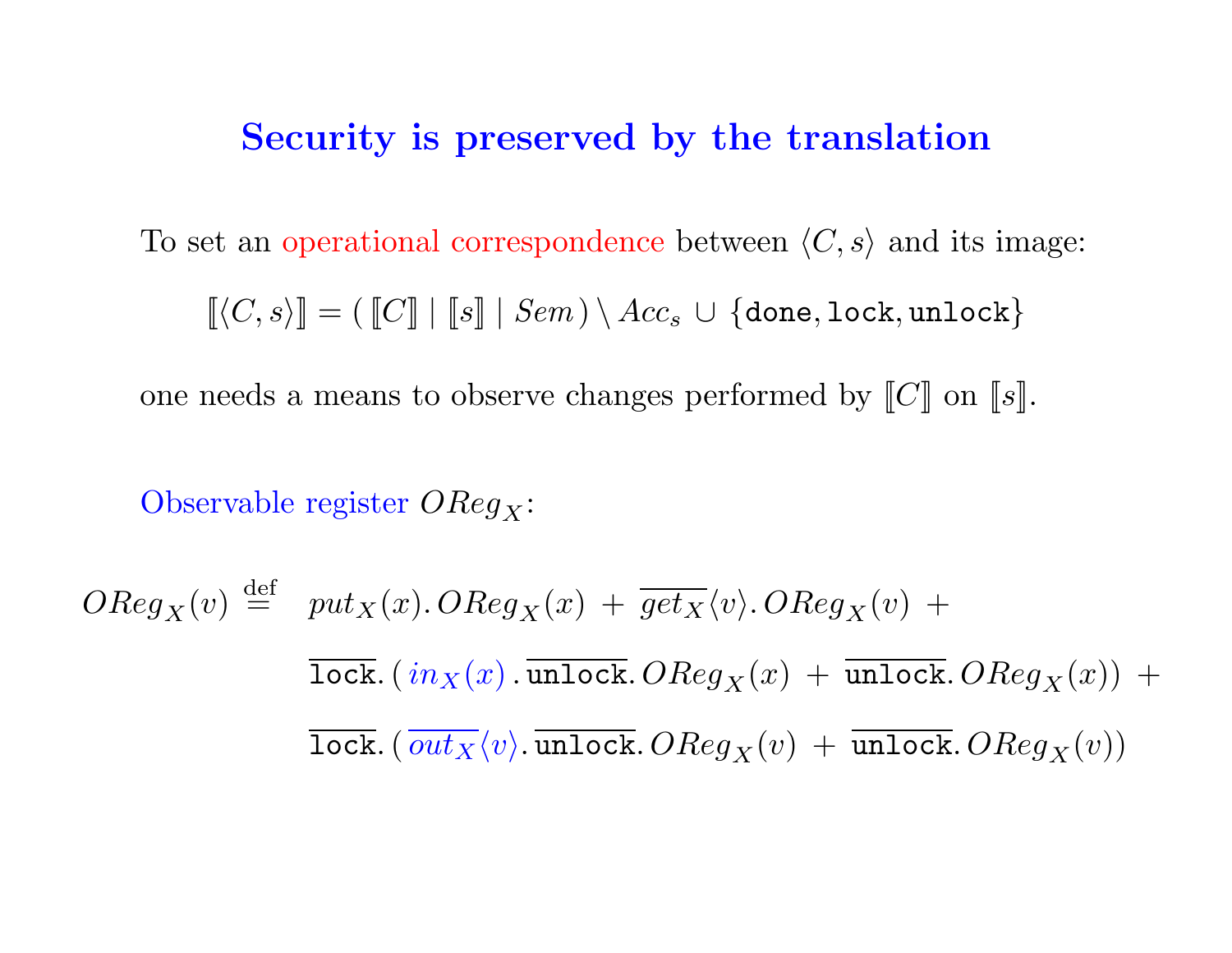# Security is preserved by the translation

To set an operational correspondence between $\langle C, s \rangle$ and its image:

$$[\![\langle C, s \rangle]\!] = (\, [\![C]\!] \mid [\![s]\!] \mid Sem \,) \setminus Acc_s \cup \{\texttt{done}, \texttt{lock}, \texttt{unlock}\}$$

one needs a means to observe changes performed by $[\![C]\!]$ on $[\![s]\!]$.

Observable register $OReg_X$:

$$
\begin{aligned}
OReg_X(v) \stackrel{\text{def}}{=} \;& put_X(x).\, OReg_X(x) \,+\, \overline{get_X}\langle v \rangle.\, OReg_X(v) \,+ \\
& \overline{\texttt{lock}}.\, (\, in_X(x)\,.\, \overline{\texttt{unlock}}.\, OReg_X(x) \,+\, \overline{\texttt{unlock}}.\, OReg_X(x)) \,+ \\
& \overline{\texttt{lock}}.\, (\, \overline{out_X}\langle v \rangle.\, \overline{\texttt{unlock}}.\, OReg_X(v) \,+\, \overline{\texttt{unlock}}.\, OReg_X(v))
\end{aligned}
$$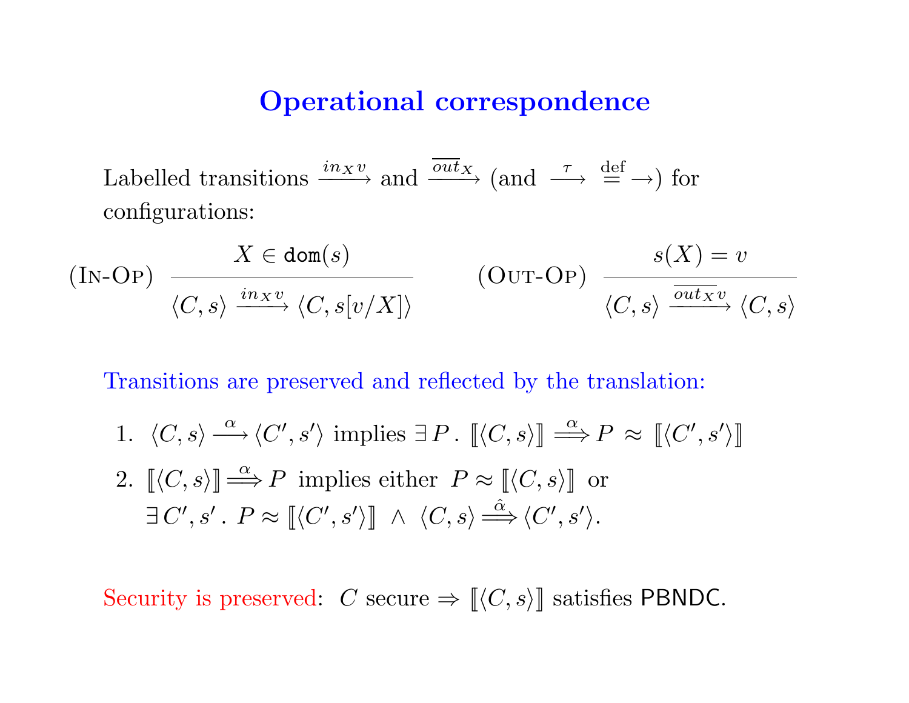# Operational correspondence

Labelled transitions $\xrightarrow{in_X v}$ and $\xrightarrow{\overline{out}_X}$ (and $\xrightarrow{\tau} \stackrel{\text{def}}{=} \rightarrow$) for configurations:

$$(\text{In-Op}) \quad \frac{X \in \texttt{dom}(s)}{\langle C, s\rangle \xrightarrow{in_X v} \langle C, s[v/X]\rangle} \qquad (\text{Out-Op}) \quad \frac{s(X) = v}{\langle C, s\rangle \xrightarrow{\overline{out_X} v} \langle C, s\rangle}$$

Transitions are preserved and reflected by the translation:

1. $\langle C, s\rangle \xrightarrow{\alpha} \langle C', s'\rangle$ implies $\exists\, P \,.\, [\![\langle C, s\rangle]\!] \stackrel{\alpha}{\Longrightarrow} P \approx [\![\langle C', s'\rangle]\!]$
2. $[\![\langle C, s\rangle]\!] \stackrel{\alpha}{\Longrightarrow} P$ implies either $P \approx [\![\langle C, s\rangle]\!]$ or $\exists\, C', s' \,.\, P \approx [\![\langle C', s'\rangle]\!] \;\wedge\; \langle C, s\rangle \stackrel{\hat{\alpha}}{\Longrightarrow} \langle C', s'\rangle$.

Security is preserved: $C$ secure $\Rightarrow [\![\langle C, s\rangle]\!]$ satisfies PBNDC.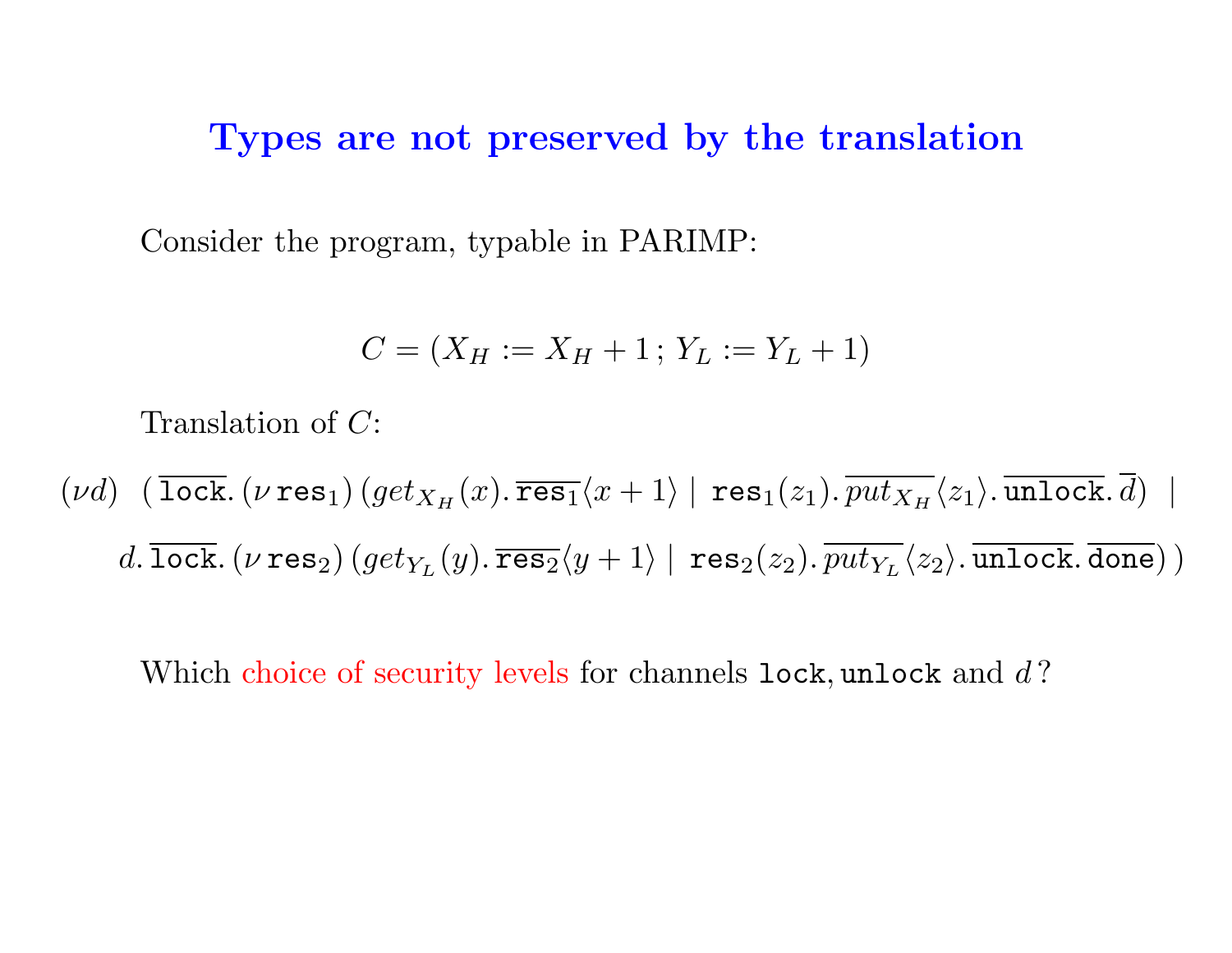# Types are not preserved by the translation

Consider the program, typable in PARIMP:

$$C = (X_H := X_H + 1\,;\, Y_L := Y_L + 1)$$

Translation of $C$:

$$(\nu d) \quad (\,\overline{\texttt{lock}}.\,(\nu\,\texttt{res}_1)\,(get_{X_H}(x).\,\overline{\texttt{res}_1}\langle x+1\rangle \mid \texttt{res}_1(z_1).\,\overline{put_{X_H}}\langle z_1\rangle.\,\overline{\texttt{unlock}}.\,\overline{d}) \;\; \mid$$

$$d.\,\overline{\texttt{lock}}.\,(\nu\,\texttt{res}_2)\,(get_{Y_L}(y).\,\overline{\texttt{res}_2}\langle y+1\rangle \mid \texttt{res}_2(z_2).\,\overline{put_{Y_L}}\langle z_2\rangle.\,\overline{\texttt{unlock}}.\,\overline{\texttt{done}})\,)$$

Which choice of security levels for channels $\texttt{lock}, \texttt{unlock}$ and $d$?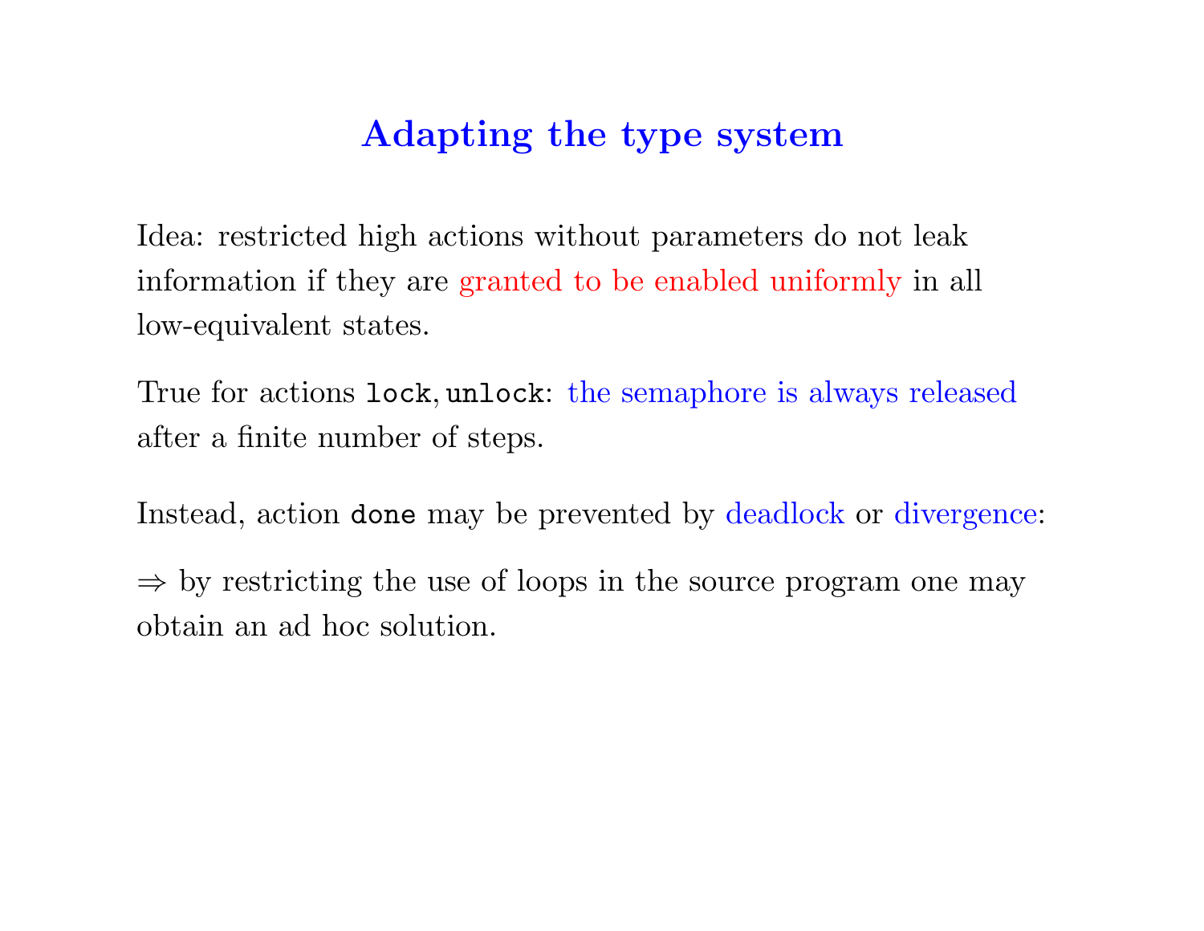# Adapting the type system

Idea: restricted high actions without parameters do not leak information if they are granted to be enabled uniformly in all low-equivalent states.

True for actions `lock`, `unlock`: the semaphore is always released after a finite number of steps.

Instead, action `done` may be prevented by deadlock or divergence:

$\Rightarrow$ by restricting the use of loops in the source program one may obtain an ad hoc solution.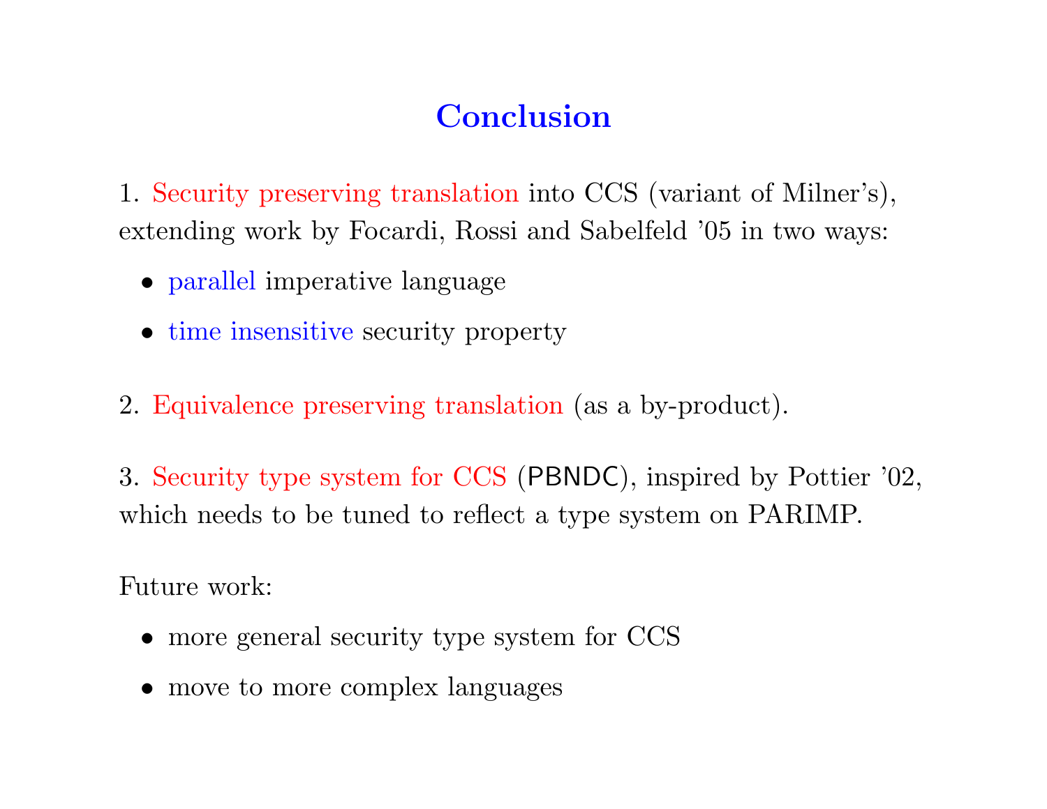# Conclusion

1. Security preserving translation into CCS (variant of Milner's), extending work by Focardi, Rossi and Sabelfeld '05 in two ways:

   - parallel imperative language
   - time insensitive security property

2. Equivalence preserving translation (as a by-product).

3. Security type system for CCS (PBNDC), inspired by Pottier '02, which needs to be tuned to reflect a type system on PARIMP.

Future work:

- more general security type system for CCS
- move to more complex languages